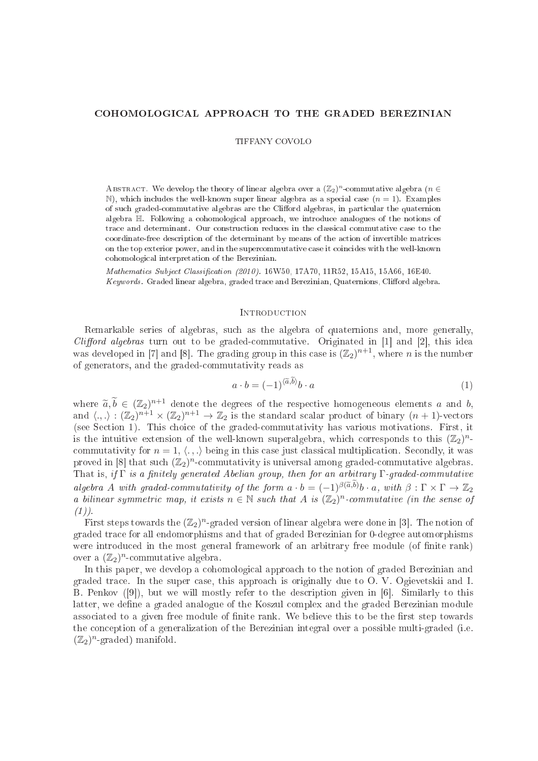# COHOMOLOGICAL APPROACH TO THE GRADED BEREZINIAN

TIFFANY COVOLO

Abstract. We develop the theory of linear algebra over a $(\mathbb{Z}_2)^n$-commutative algebra ($n \in \mathbb{N}$), which includes the well-known super linear algebra as a special case ($n = 1$). Examples of such graded-commutative algebras are the Clifford algebras, in particular the quaternion algebra $\mathbb{H}$. Following a cohomological approach, we introduce analogues of the notions of trace and determinant. Our construction reduces in the classical commutative case to the coordinate-free description of the determinant by means of the action of invertible matrices on the top exterior power, and in the supercommutative case it coincides with the well-known cohomological interpretation of the Berezinian.

*Mathematics Subject Classification (2010).* 16W50, 17A70, 11R52, 15A15, 15A66, 16E40.
*Keywords.* Graded linear algebra, graded trace and Berezinian, Quaternions, Clifford algebra.

## Introduction

Remarkable series of algebras, such as the algebra of quaternions and, more generally, *Clifford algebras* turn out to be graded-commutative. Originated in [1] and [2], this idea was developed in [7] and [8]. The grading group in this case is $(\mathbb{Z}_2)^{n+1}$, where $n$ is the number of generators, and the graded-commutativity reads as

$$a \cdot b = (-1)^{\langle \widetilde{a}, \widetilde{b} \rangle} b \cdot a \tag{1}$$

where $\widetilde{a}, \widetilde{b} \in (\mathbb{Z}_2)^{n+1}$ denote the degrees of the respective homogeneous elements $a$ and $b$, and $\langle .,. \rangle : (\mathbb{Z}_2)^{n+1} \times (\mathbb{Z}_2)^{n+1} \to \mathbb{Z}_2$ is the standard scalar product of binary $(n+1)$-vectors (see Section 1). This choice of the graded-commutativity has various motivations. First, it is the intuitive extension of the well-known superalgebra, which corresponds to this $(\mathbb{Z}_2)^n$-commutativity for $n = 1$, $\langle .,. \rangle$ being in this case just classical multiplication. Secondly, it was proved in [8] that such $(\mathbb{Z}_2)^n$-commutativity is universal among graded-commutative algebras. That is, *if $\Gamma$ is a finitely generated Abelian group, then for an arbitrary $\Gamma$-graded-commutative algebra $A$ with graded-commutativity of the form $a \cdot b = (-1)^{\beta(\widetilde{a}, \widetilde{b})} b \cdot a$, with $\beta : \Gamma \times \Gamma \to \mathbb{Z}_2$ a bilinear symmetric map, it exists $n \in \mathbb{N}$ such that $A$ is $(\mathbb{Z}_2)^n$-commutative (in the sense of (1)).*

First steps towards the $(\mathbb{Z}_2)^n$-graded version of linear algebra were done in [3]. The notion of graded trace for all endomorphisms and that of graded Berezinian for 0-degree automorphisms were introduced in the most general framework of an arbitrary free module (of finite rank) over a $(\mathbb{Z}_2)^n$-commutative algebra.

In this paper, we develop a cohomological approach to the notion of graded Berezinian and graded trace. In the super case, this approach is originally due to O. V. Ogievetskii and I. B. Penkov ([9]), but we will mostly refer to the description given in [6]. Similarly to this latter, we define a graded analogue of the Koszul complex and the graded Berezinian module associated to a given free module of finite rank. We believe this to be the first step towards the conception of a generalization of the Berezinian integral over a possible multi-graded (i.e. $(\mathbb{Z}_2)^n$-graded) manifold.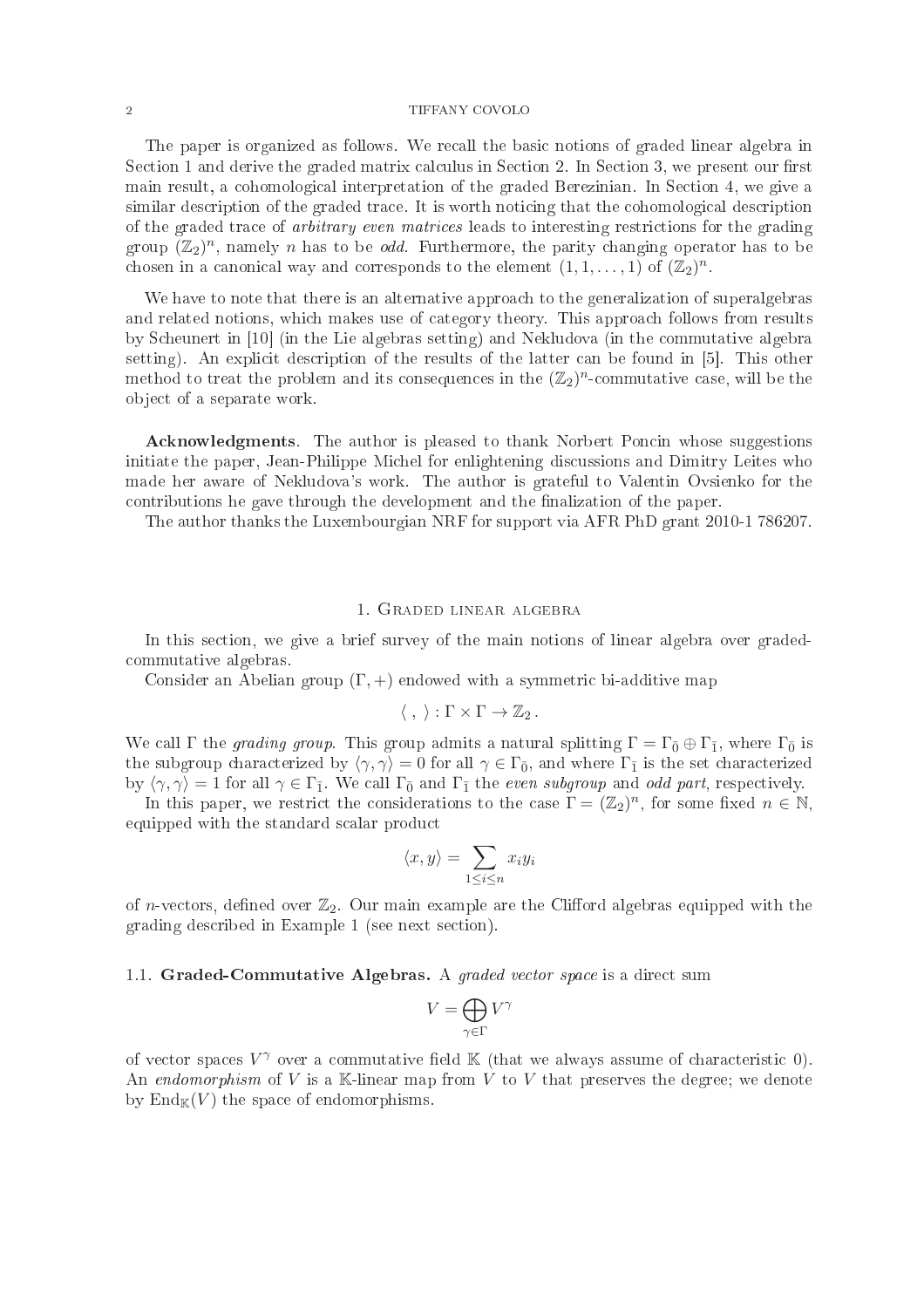The paper is organized as follows. We recall the basic notions of graded linear algebra in Section 1 and derive the graded matrix calculus in Section 2. In Section 3, we present our first main result, a cohomological interpretation of the graded Berezinian. In Section 4, we give a similar description of the graded trace. It is worth noticing that the cohomological description of the graded trace of *arbitrary even matrices* leads to interesting restrictions for the grading group $(\mathbb{Z}_2)^n$, namely $n$ has to be *odd*. Furthermore, the parity changing operator has to be chosen in a canonical way and corresponds to the element $(1, 1, \ldots, 1)$ of $(\mathbb{Z}_2)^n$.

We have to note that there is an alternative approach to the generalization of superalgebras and related notions, which makes use of category theory. This approach follows from results by Scheunert in [10] (in the Lie algebras setting) and Nekludova (in the commutative algebra setting). An explicit description of the results of the latter can be found in [5]. This other method to treat the problem and its consequences in the $(\mathbb{Z}_2)^n$-commutative case, will be the object of a separate work.

**Acknowledgments**. The author is pleased to thank Norbert Poncin whose suggestions initiate the paper, Jean-Philippe Michel for enlightening discussions and Dimitry Leites who made her aware of Nekludova's work. The author is grateful to Valentin Ovsienko for the contributions he gave through the development and the finalization of the paper.

The author thanks the Luxembourgian NRF for support via AFR PhD grant 2010-1 786207.

## 1. Graded linear algebra

In this section, we give a brief survey of the main notions of linear algebra over graded-commutative algebras.

Consider an Abelian group $(\Gamma, +)$ endowed with a symmetric bi-additive map

$$\langle \, , \, \rangle : \Gamma \times \Gamma \to \mathbb{Z}_2 \, .$$

We call $\Gamma$ the *grading group*. This group admits a natural splitting $\Gamma = \Gamma_{\bar{0}} \oplus \Gamma_{\bar{1}}$, where $\Gamma_{\bar{0}}$ is the subgroup characterized by $\langle \gamma, \gamma \rangle = 0$ for all $\gamma \in \Gamma_{\bar{0}}$, and where $\Gamma_{\bar{1}}$ is the set characterized by $\langle \gamma, \gamma \rangle = 1$ for all $\gamma \in \Gamma_{\bar{1}}$. We call $\Gamma_{\bar{0}}$ and $\Gamma_{\bar{1}}$ the *even subgroup* and *odd part*, respectively.

In this paper, we restrict the considerations to the case $\Gamma = (\mathbb{Z}_2)^n$, for some fixed $n \in \mathbb{N}$, equipped with the standard scalar product

$$\langle x, y \rangle = \sum_{1 \leq i \leq n} x_i y_i$$

of $n$-vectors, defined over $\mathbb{Z}_2$. Our main example are the Clifford algebras equipped with the grading described in Example 1 (see next section).

### 1.1. Graded-Commutative Algebras.

A *graded vector space* is a direct sum

$$V = \bigoplus_{\gamma \in \Gamma} V^{\gamma}$$

of vector spaces $V^{\gamma}$ over a commutative field $\mathbb{K}$ (that we always assume of characteristic 0). An *endomorphism* of $V$ is a $\mathbb{K}$-linear map from $V$ to $V$ that preserves the degree; we denote by $\mathrm{End}_{\mathbb{K}}(V)$ the space of endomorphisms.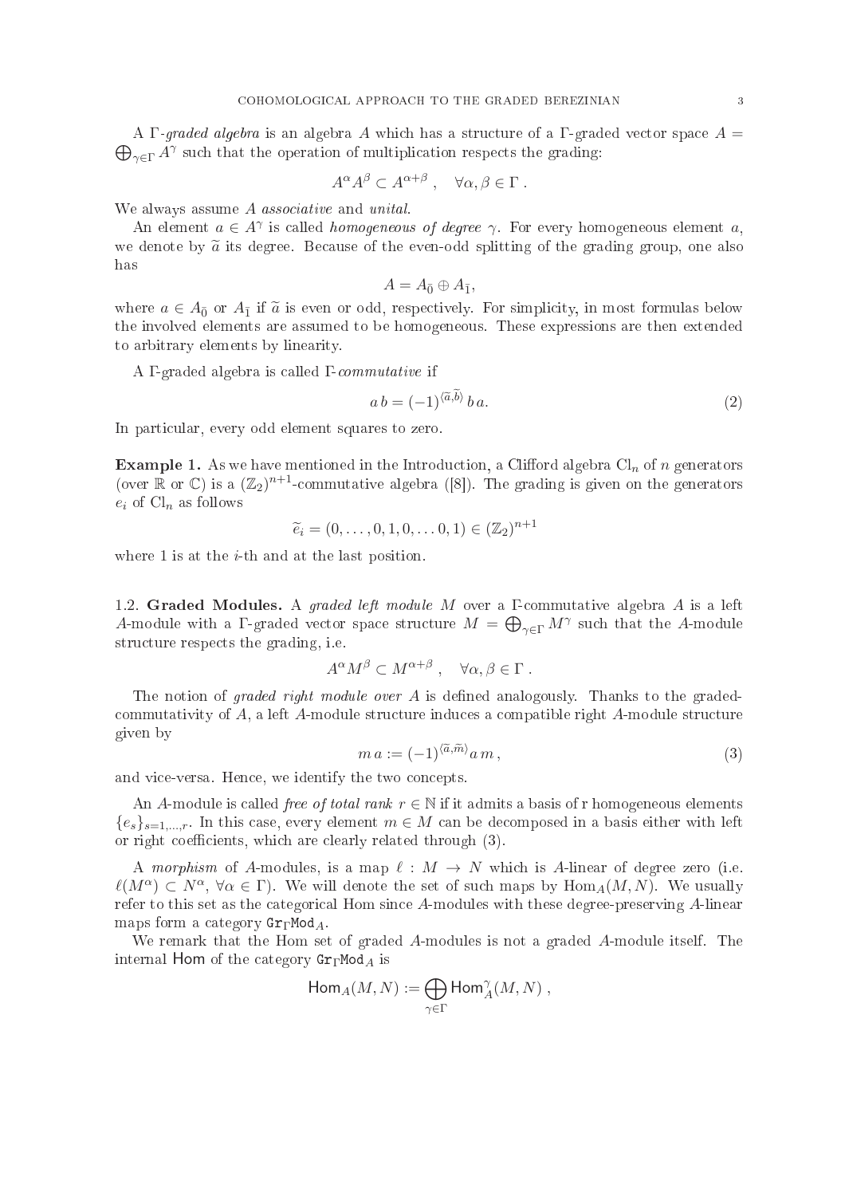A $\Gamma$-*graded algebra* is an algebra $A$ which has a structure of a $\Gamma$-graded vector space $A = \bigoplus_{\gamma\in\Gamma} A^\gamma$ such that the operation of multiplication respects the grading:

$$A^\alpha A^\beta \subset A^{\alpha+\beta}\ ,\quad \forall \alpha,\beta \in \Gamma\ .$$

We always assume $A$ *associative* and *unital*.

An element $a \in A^\gamma$ is called *homogeneous of degree* $\gamma$. For every homogeneous element $a$, we denote by $\widetilde{a}$ its degree. Because of the even-odd splitting of the grading group, one also has

$$A = A_{\bar{0}} \oplus A_{\bar{1}},$$

where $a \in A_{\bar{0}}$ or $A_{\bar{1}}$ if $\widetilde{a}$ is even or odd, respectively. For simplicity, in most formulas below the involved elements are assumed to be homogeneous. These expressions are then extended to arbitrary elements by linearity.

A $\Gamma$-graded algebra is called $\Gamma$-*commutative* if

$$a\, b = (-1)^{\langle \widetilde{a},\widetilde{b}\rangle}\, b\, a. \tag{2}$$

In particular, every odd element squares to zero.

**Example 1.** As we have mentioned in the Introduction, a Clifford algebra $\mathrm{Cl}_n$ of $n$ generators (over $\mathbb{R}$ or $\mathbb{C}$) is a $(\mathbb{Z}_2)^{n+1}$-commutative algebra ([8]). The grading is given on the generators $e_i$ of $\mathrm{Cl}_n$ as follows

$$\widetilde{e}_i = (0,\ldots,0,1,0,\ldots 0,1) \in (\mathbb{Z}_2)^{n+1}$$

where 1 is at the $i$-th and at the last position.

1.2. **Graded Modules.** A *graded left module* $M$ over a $\Gamma$-commutative algebra $A$ is a left $A$-module with a $\Gamma$-graded vector space structure $M = \bigoplus_{\gamma\in\Gamma} M^\gamma$ such that the $A$-module structure respects the grading, i.e.

$$A^\alpha M^\beta \subset M^{\alpha+\beta}\ ,\quad \forall \alpha,\beta \in \Gamma\ .$$

The notion of *graded right module over* $A$ is defined analogously. Thanks to the graded-commutativity of $A$, a left $A$-module structure induces a compatible right $A$-module structure given by

$$m\, a := (-1)^{\langle \widetilde{a},\widetilde{m}\rangle} a\, m\,, \tag{3}$$

and vice-versa. Hence, we identify the two concepts.

An $A$-module is called *free of total rank* $r \in \mathbb{N}$ if it admits a basis of r homogeneous elements $\{e_s\}_{s=1,\ldots,r}$. In this case, every element $m \in M$ can be decomposed in a basis either with left or right coefficients, which are clearly related through (3).

A *morphism* of $A$-modules, is a map $\ell : M \to N$ which is $A$-linear of degree zero (i.e. $\ell(M^\alpha) \subset N^\alpha$, $\forall \alpha \in \Gamma$). We will denote the set of such maps by $\mathrm{Hom}_A(M,N)$. We usually refer to this set as the categorical Hom since $A$-modules with these degree-preserving $A$-linear maps form a category $\mathtt{Gr}_\Gamma\mathtt{Mod}_A$.

We remark that the Hom set of graded $A$-modules is not a graded $A$-module itself. The internal $\mathsf{Hom}$ of the category $\mathtt{Gr}_\Gamma\mathtt{Mod}_A$ is

$$\mathsf{Hom}_A(M,N) := \bigoplus_{\gamma\in\Gamma} \mathsf{Hom}^\gamma_A(M,N)\ ,$$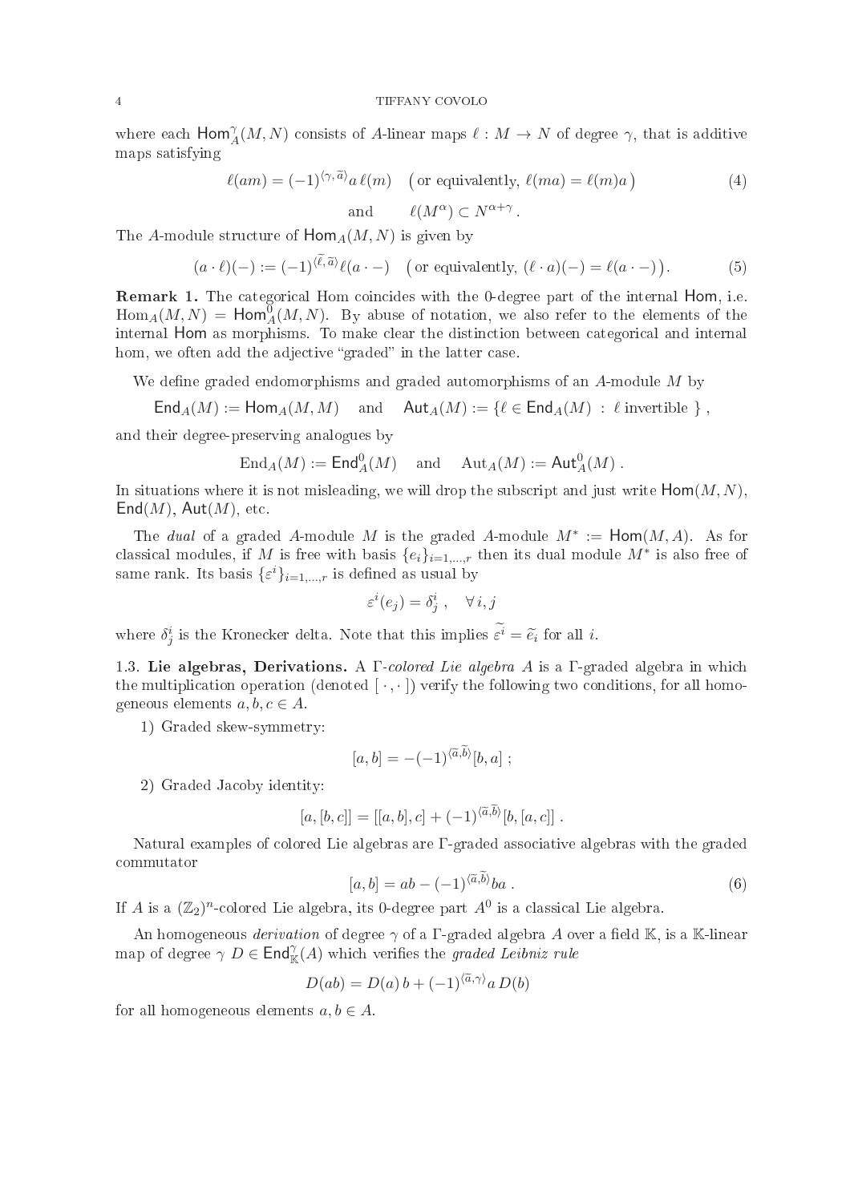where each $\mathsf{Hom}_A^\gamma(M,N)$ consists of $A$-linear maps $\ell : M \to N$ of degree $\gamma$, that is additive maps satisfying

$$\ell(am) = (-1)^{\langle \gamma, \widetilde{a} \rangle} a\, \ell(m) \quad \big(\text{or equivalently, } \ell(ma) = \ell(m)a\big) \tag{4}$$

$$\text{and} \qquad \ell(M^\alpha) \subset N^{\alpha+\gamma} .$$

The $A$-module structure of $\mathsf{Hom}_A(M,N)$ is given by

$$(a \cdot \ell)(-) := (-1)^{\langle \widetilde{\ell}, \widetilde{a} \rangle} \ell(a \cdot -) \quad \big(\text{or equivalently, } (\ell \cdot a)(-) = \ell(a \cdot -)\big). \tag{5}$$

**Remark 1.** The categorical Hom coincides with the 0-degree part of the internal $\mathsf{Hom}$, i.e. $\mathrm{Hom}_A(M,N) = \mathsf{Hom}_A^0(M,N)$. By abuse of notation, we also refer to the elements of the internal $\mathsf{Hom}$ as morphisms. To make clear the distinction between categorical and internal hom, we often add the adjective "graded" in the latter case.

We define graded endomorphisms and graded automorphisms of an $A$-module $M$ by

$$\mathsf{End}_A(M) := \mathsf{Hom}_A(M,M) \quad \text{and} \quad \mathsf{Aut}_A(M) := \{\ell \in \mathsf{End}_A(M) \ : \ \ell \text{ invertible } \} ,$$

and their degree-preserving analogues by

$$\mathrm{End}_A(M) := \mathsf{End}_A^0(M) \quad \text{and} \quad \mathrm{Aut}_A(M) := \mathsf{Aut}_A^0(M) .$$

In situations where it is not misleading, we will drop the subscript and just write $\mathsf{Hom}(M,N)$, $\mathsf{End}(M)$, $\mathsf{Aut}(M)$, etc.

The *dual* of a graded $A$-module $M$ is the graded $A$-module $M^* := \mathsf{Hom}(M,A)$. As for classical modules, if $M$ is free with basis $\{e_i\}_{i=1,\dots,r}$ then its dual module $M^*$ is also free of same rank. Its basis $\{\varepsilon^i\}_{i=1,\dots,r}$ is defined as usual by

$$\varepsilon^i(e_j) = \delta^i_j \ , \quad \forall\, i,j$$

where $\delta^i_j$ is the Kronecker delta. Note that this implies $\widetilde{\varepsilon^i} = \widetilde{e_i}$ for all $i$.

### 1.3. Lie algebras, Derivations.

A $\Gamma$-*colored Lie algebra* $A$ is a $\Gamma$-graded algebra in which the multiplication operation (denoted $[\,\cdot\,,\cdot\,]$) verify the following two conditions, for all homogeneous elements $a,b,c \in A$.

1) Graded skew-symmetry:

$$[a,b] = -(-1)^{\langle \widetilde{a}, \widetilde{b} \rangle}[b,a] \ ;$$

2) Graded Jacoby identity:

$$[a,[b,c]] = [[a,b],c] + (-1)^{\langle \widetilde{a}, \widetilde{b} \rangle}[b,[a,c]] \ .$$

Natural examples of colored Lie algebras are $\Gamma$-graded associative algebras with the graded commutator

$$[a,b] = ab - (-1)^{\langle \widetilde{a}, \widetilde{b} \rangle} ba \ . \tag{6}$$

If $A$ is a $(\mathbb{Z}_2)^n$-colored Lie algebra, its 0-degree part $A^0$ is a classical Lie algebra.

An homogeneous *derivation* of degree $\gamma$ of a $\Gamma$-graded algebra $A$ over a field $\mathbb{K}$, is a $\mathbb{K}$-linear map of degree $\gamma$ $D \in \mathsf{End}_{\mathbb{K}}^\gamma(A)$ which verifies the *graded Leibniz rule*

$$D(ab) = D(a)\, b + (-1)^{\langle \widetilde{a}, \gamma \rangle} a\, D(b)$$

for all homogeneous elements $a,b \in A$.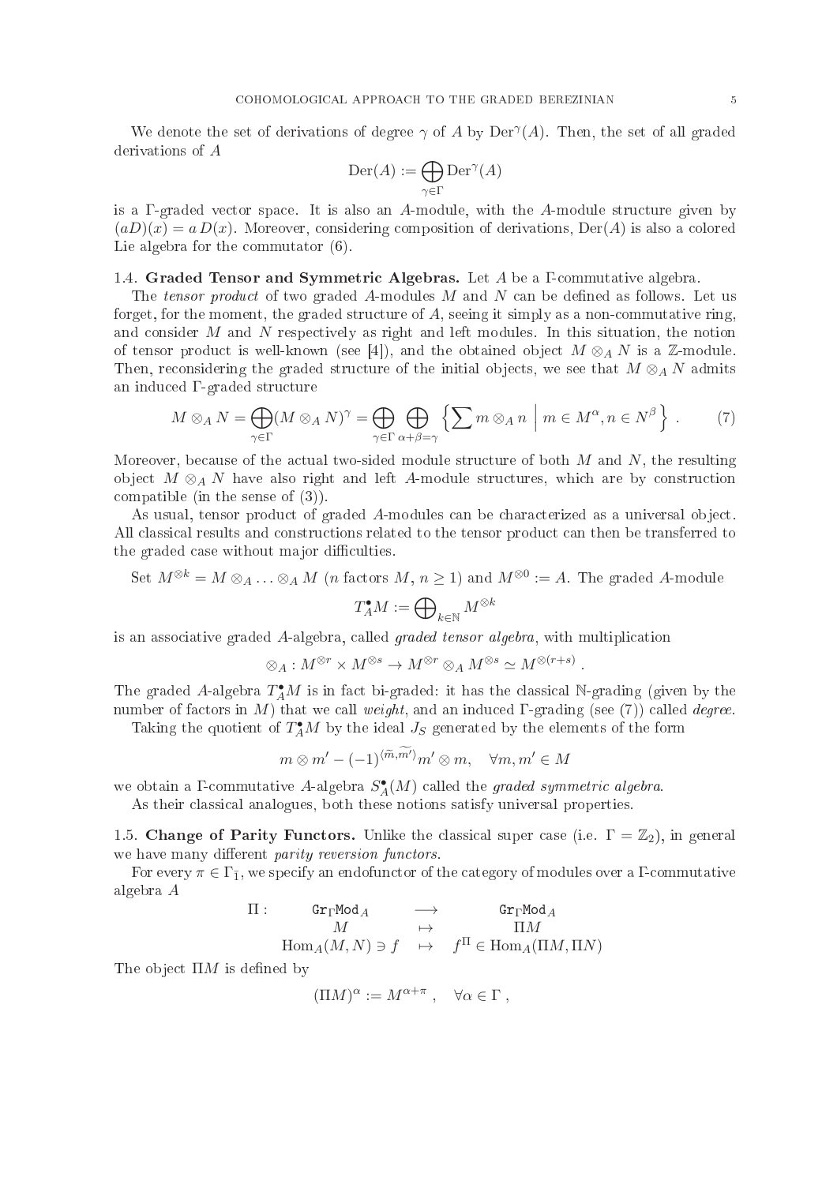We denote the set of derivations of degree $\gamma$ of $A$ by $\mathrm{Der}^\gamma(A)$. Then, the set of all graded derivations of $A$

$$\mathrm{Der}(A) := \bigoplus_{\gamma\in\Gamma} \mathrm{Der}^\gamma(A)$$

is a $\Gamma$-graded vector space. It is also an $A$-module, with the $A$-module structure given by $(aD)(x) = a\,D(x)$. Moreover, considering composition of derivations, $\mathrm{Der}(A)$ is also a colored Lie algebra for the commutator (6).

### 1.4. Graded Tensor and Symmetric Algebras.

Let $A$ be a $\Gamma$-commutative algebra.

The *tensor product* of two graded $A$-modules $M$ and $N$ can be defined as follows. Let us forget, for the moment, the graded structure of $A$, seeing it simply as a non-commutative ring, and consider $M$ and $N$ respectively as right and left modules. In this situation, the notion of tensor product is well-known (see [4]), and the obtained object $M \otimes_A N$ is a $\mathbb{Z}$-module. Then, reconsidering the graded structure of the initial objects, we see that $M \otimes_A N$ admits an induced $\Gamma$-graded structure

$$M \otimes_A N = \bigoplus_{\gamma\in\Gamma} (M \otimes_A N)^\gamma = \bigoplus_{\gamma\in\Gamma} \bigoplus_{\alpha+\beta=\gamma} \left\{ \sum m \otimes_A n \;\middle|\; m \in M^\alpha, n \in N^\beta \right\} . \qquad (7)$$

Moreover, because of the actual two-sided module structure of both $M$ and $N$, the resulting object $M \otimes_A N$ have also right and left $A$-module structures, which are by construction compatible (in the sense of (3)).

As usual, tensor product of graded $A$-modules can be characterized as a universal object. All classical results and constructions related to the tensor product can then be transferred to the graded case without major difficulties.

Set $M^{\otimes k} = M \otimes_A \ldots \otimes_A M$ ($n$ factors $M$, $n \geq 1$) and $M^{\otimes 0} := A$. The graded $A$-module

$$T_A^\bullet M := \bigoplus\nolimits_{k\in\mathbb{N}} M^{\otimes k}$$

is an associative graded $A$-algebra, called *graded tensor algebra*, with multiplication

$$\otimes_A : M^{\otimes r} \times M^{\otimes s} \to M^{\otimes r} \otimes_A M^{\otimes s} \simeq M^{\otimes (r+s)} .$$

The graded $A$-algebra $T_A^\bullet M$ is in fact bi-graded: it has the classical $\mathbb{N}$-grading (given by the number of factors in $M$) that we call *weight*, and an induced $\Gamma$-grading (see (7)) called *degree*.

Taking the quotient of $T_A^\bullet M$ by the ideal $J_S$ generated by the elements of the form

$$m \otimes m' - (-1)^{\langle \widetilde{m}, \widetilde{m'} \rangle} m' \otimes m, \quad \forall m, m' \in M$$

we obtain a $\Gamma$-commutative $A$-algebra $S_A^\bullet(M)$ called the *graded symmetric algebra*.

As their classical analogues, both these notions satisfy universal properties.

### 1.5. Change of Parity Functors.

Unlike the classical super case (i.e. $\Gamma = \mathbb{Z}_2$), in general we have many different *parity reversion functors*.

For every $\pi \in \Gamma_{\bar{1}}$, we specify an endofunctor of the category of modules over a $\Gamma$-commutative algebra $A$

$$\begin{array}{cccc} \Pi : & \mathtt{Gr}_\Gamma\mathtt{Mod}_A & \longrightarrow & \mathtt{Gr}_\Gamma\mathtt{Mod}_A \\ & M & \mapsto & \Pi M \\ & \mathrm{Hom}_A(M,N) \ni f & \mapsto & f^\Pi \in \mathrm{Hom}_A(\Pi M, \Pi N) \end{array}$$

The object $\Pi M$ is defined by

$$(\Pi M)^\alpha := M^{\alpha+\pi} , \quad \forall \alpha \in \Gamma ,$$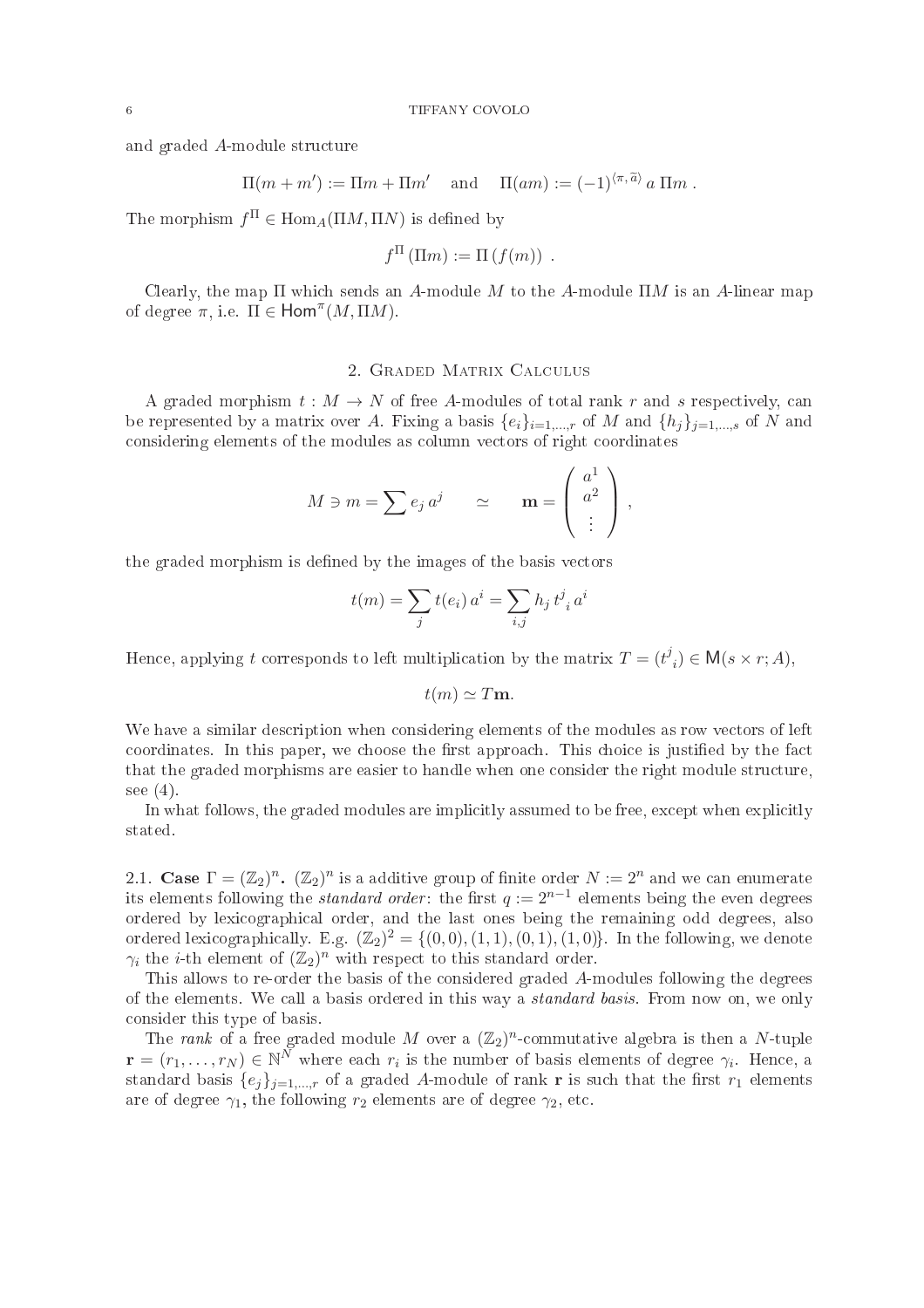and graded $A$-module structure

$$\Pi(m + m') := \Pi m + \Pi m' \quad \text{and} \quad \Pi(am) := (-1)^{\langle \pi, \widetilde{a} \rangle} \, a \, \Pi m \, .$$

The morphism $f^{\Pi} \in \mathrm{Hom}_A(\Pi M, \Pi N)$ is defined by

$$f^{\Pi}(\Pi m) := \Pi \left( f(m) \right) \, .$$

Clearly, the map $\Pi$ which sends an $A$-module $M$ to the $A$-module $\Pi M$ is an $A$-linear map of degree $\pi$, i.e. $\Pi \in \mathsf{Hom}^{\pi}(M, \Pi M)$.

## 2. Graded Matrix Calculus

A graded morphism $t : M \to N$ of free $A$-modules of total rank $r$ and $s$ respectively, can be represented by a matrix over $A$. Fixing a basis $\{e_i\}_{i=1,\dots,r}$ of $M$ and $\{h_j\}_{j=1,\dots,s}$ of $N$ and considering elements of the modules as column vectors of right coordinates

$$M \ni m = \sum e_j \, a^j \qquad \simeq \qquad \mathbf{m} = \begin{pmatrix} a^1 \\ a^2 \\ \vdots \end{pmatrix} ,$$

the graded morphism is defined by the images of the basis vectors

$$t(m) = \sum_j t(e_i) \, a^i = \sum_{i,j} h_j \, t^j{}_i \, a^i$$

Hence, applying $t$ corresponds to left multiplication by the matrix $T = (t^j{}_i) \in \mathsf{M}(s \times r; A)$,

$$t(m) \simeq T\mathbf{m}.$$

We have a similar description when considering elements of the modules as row vectors of left coordinates. In this paper, we choose the first approach. This choice is justified by the fact that the graded morphisms are easier to handle when one consider the right module structure, see (4).

In what follows, the graded modules are implicitly assumed to be free, except when explicitly stated.

**2.1. Case $\Gamma = (\mathbb{Z}_2)^n$.** $(\mathbb{Z}_2)^n$ is a additive group of finite order $N := 2^n$ and we can enumerate its elements following the *standard order*: the first $q := 2^{n-1}$ elements being the even degrees ordered by lexicographical order, and the last ones being the remaining odd degrees, also ordered lexicographically. E.g. $(\mathbb{Z}_2)^2 = \{(0,0), (1,1), (0,1), (1,0)\}$. In the following, we denote $\gamma_i$ the $i$-th element of $(\mathbb{Z}_2)^n$ with respect to this standard order.

This allows to re-order the basis of the considered graded $A$-modules following the degrees of the elements. We call a basis ordered in this way a *standard basis*. From now on, we only consider this type of basis.

The *rank* of a free graded module $M$ over a $(\mathbb{Z}_2)^n$-commutative algebra is then a $N$-tuple $\mathbf{r} = (r_1, \dots, r_N) \in \mathbb{N}^N$ where each $r_i$ is the number of basis elements of degree $\gamma_i$. Hence, a standard basis $\{e_j\}_{j=1,\dots,r}$ of a graded $A$-module of rank $\mathbf{r}$ is such that the first $r_1$ elements are of degree $\gamma_1$, the following $r_2$ elements are of degree $\gamma_2$, etc.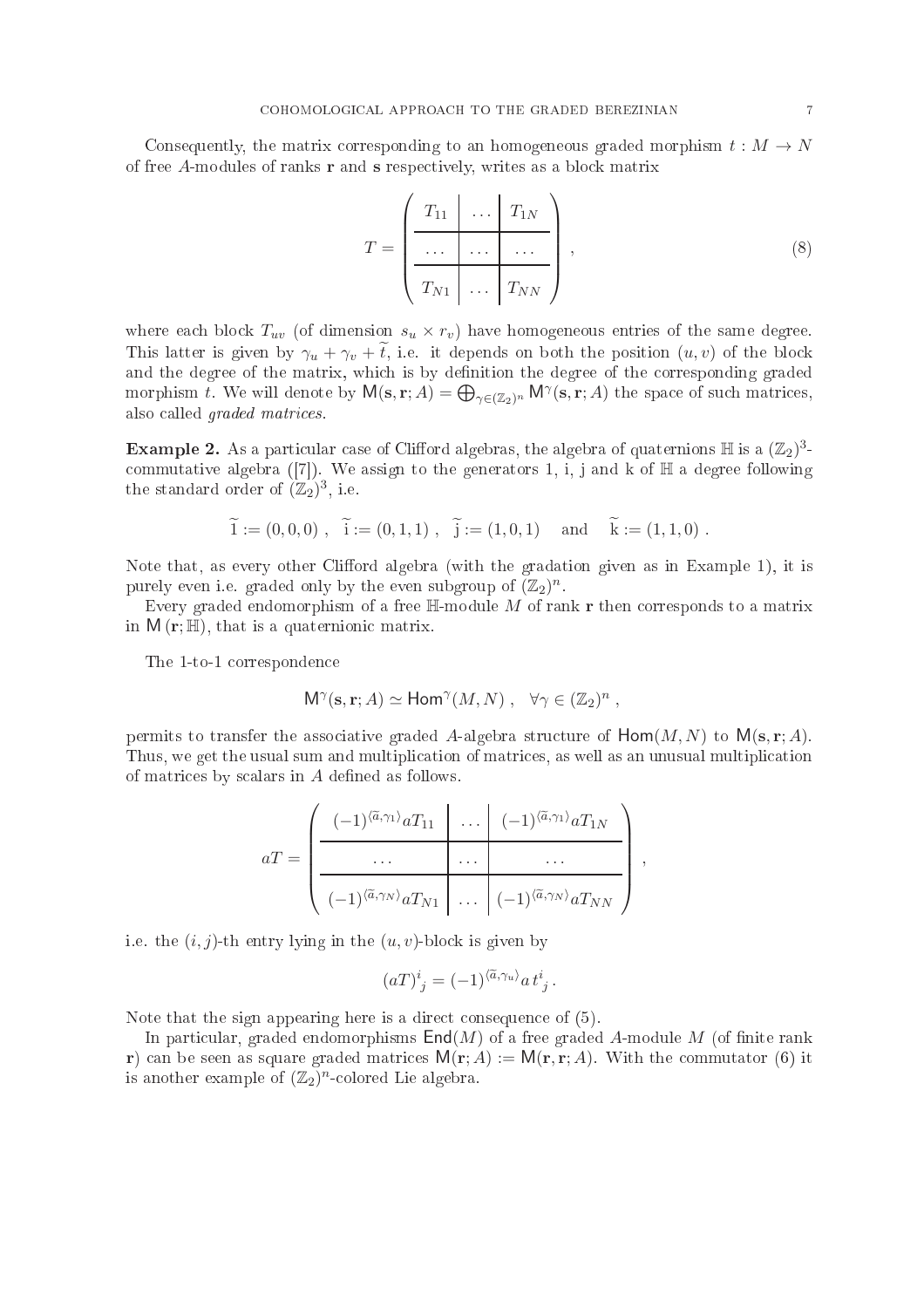Consequently, the matrix corresponding to an homogeneous graded morphism $t : M \to N$ of free $A$-modules of ranks $\mathbf{r}$ and $\mathbf{s}$ respectively, writes as a block matrix

$$
T = \left( \begin{array}{c|c|c} T_{11} & \dots & T_{1N} \\ \hline \dots & \dots & \dots \\ \hline T_{N1} & \dots & T_{NN} \end{array} \right) , \tag{8}
$$

where each block $T_{uv}$ (of dimension $s_u \times r_v$) have homogeneous entries of the same degree. This latter is given by $\gamma_u + \gamma_v + \widetilde{t}$, i.e. it depends on both the position $(u, v)$ of the block and the degree of the matrix, which is by definition the degree of the corresponding graded morphism $t$. We will denote by $\mathsf{M}(\mathbf{s}, \mathbf{r}; A) = \bigoplus_{\gamma \in (\mathbb{Z}_2)^n} \mathsf{M}^\gamma(\mathbf{s}, \mathbf{r}; A)$ the space of such matrices, also called *graded matrices*.

**Example 2.** As a particular case of Clifford algebras, the algebra of quaternions $\mathbb{H}$ is a $(\mathbb{Z}_2)^3$-commutative algebra ([7]). We assign to the generators 1, i, j and k of $\mathbb{H}$ a degree following the standard order of $(\mathbb{Z}_2)^3$, i.e.

$$
\widetilde{1} := (0,0,0) \ , \quad \widetilde{\mathrm{i}} := (0,1,1) \ , \quad \widetilde{\mathrm{j}} := (1,0,1) \quad \text{and} \quad \widetilde{\mathrm{k}} := (1,1,0) \ .
$$

Note that, as every other Clifford algebra (with the gradation given as in Example 1), it is purely even i.e. graded only by the even subgroup of $(\mathbb{Z}_2)^n$.

Every graded endomorphism of a free $\mathbb{H}$-module $M$ of rank $\mathbf{r}$ then corresponds to a matrix in $\mathsf{M}(\mathbf{r}; \mathbb{H})$, that is a quaternionic matrix.

The 1-to-1 correspondence

$$
\mathsf{M}^\gamma(\mathbf{s}, \mathbf{r}; A) \simeq \mathsf{Hom}^\gamma(M, N) \ , \quad \forall \gamma \in (\mathbb{Z}_2)^n \ ,
$$

permits to transfer the associative graded $A$-algebra structure of $\mathsf{Hom}(M, N)$ to $\mathsf{M}(\mathbf{s}, \mathbf{r}; A)$. Thus, we get the usual sum and multiplication of matrices, as well as an unusual multiplication of matrices by scalars in $A$ defined as follows.

$$
aT = \left( \begin{array}{c|c|c} (-1)^{\langle \widetilde{a}, \gamma_1 \rangle} a T_{11} & \dots & (-1)^{\langle \widetilde{a}, \gamma_1 \rangle} a T_{1N} \\ \hline \dots & \dots & \dots \\ \hline (-1)^{\langle \widetilde{a}, \gamma_N \rangle} a T_{N1} & \dots & (-1)^{\langle \widetilde{a}, \gamma_N \rangle} a T_{NN} \end{array} \right) ,
$$

i.e. the $(i, j)$-th entry lying in the $(u, v)$-block is given by

$$
(aT)^i_{\ j} = (-1)^{\langle \widetilde{a}, \gamma_u \rangle} a \, t^i_{\ j} \, .
$$

Note that the sign appearing here is a direct consequence of (5).

In particular, graded endomorphisms $\mathsf{End}(M)$ of a free graded $A$-module $M$ (of finite rank $\mathbf{r}$) can be seen as square graded matrices $\mathsf{M}(\mathbf{r}; A) := \mathsf{M}(\mathbf{r}, \mathbf{r}; A)$. With the commutator (6) it is another example of $(\mathbb{Z}_2)^n$-colored Lie algebra.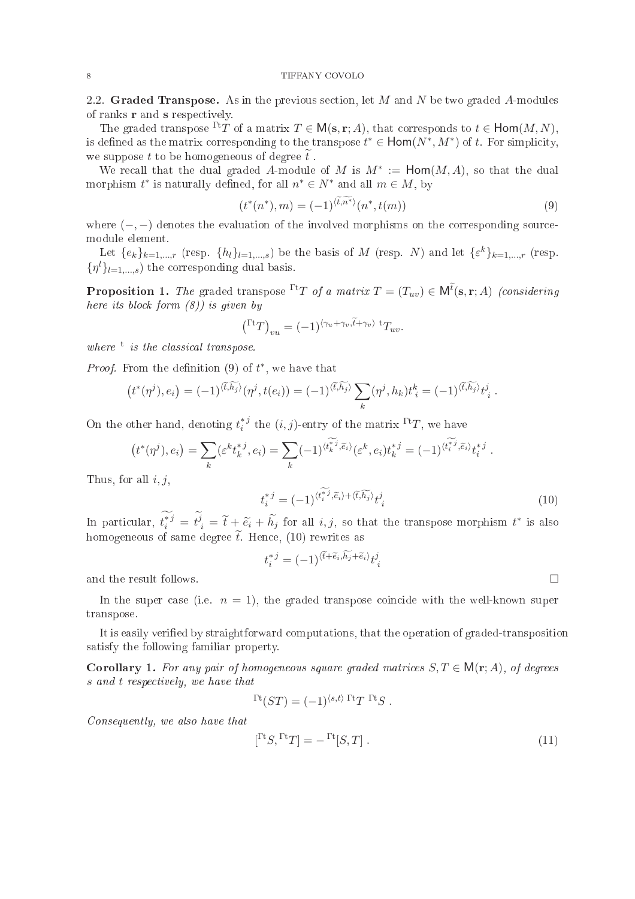**2.2. Graded Transpose.** As in the previous section, let $M$ and $N$ be two graded $A$-modules of ranks $\mathbf{r}$ and $\mathbf{s}$ respectively.

The graded transpose ${}^{\Gamma\mathrm{t}}T$ of a matrix $T \in \mathsf{M}(\mathbf{s}, \mathbf{r}; A)$, that corresponds to $t \in \mathsf{Hom}(M, N)$, is defined as the matrix corresponding to the transpose $t^* \in \mathsf{Hom}(N^*, M^*)$ of $t$. For simplicity, we suppose $t$ to be homogeneous of degree $\widetilde{t}$ .

We recall that the dual graded $A$-module of $M$ is $M^* := \mathsf{Hom}(M, A)$, so that the dual morphism $t^*$ is naturally defined, for all $n^* \in N^*$ and all $m \in M$, by

$$(t^*(n^*), m) = (-1)^{\langle \widetilde{t}, \widetilde{n^*} \rangle} (n^*, t(m)) \tag{9}$$

where $(-,-)$ denotes the evaluation of the involved morphisms on the corresponding source-module element.

Let $\{e_k\}_{k=1,\dots,r}$ (resp. $\{h_l\}_{l=1,\dots,s}$) be the basis of $M$ (resp. $N$) and let $\{\varepsilon^k\}_{k=1,\dots,r}$ (resp. $\{\eta^l\}_{l=1,\dots,s}$) the corresponding dual basis.

**Proposition 1.** *The* graded transpose ${}^{\Gamma\mathrm{t}}T$ *of a matrix* $T = (T_{uv}) \in \mathsf{M}^{\widetilde{t}}(\mathbf{s}, \mathbf{r}; A)$ *(considering here its block form (8)) is given by*

$$\left({}^{\Gamma\mathrm{t}}T\right)_{vu} = (-1)^{\langle \gamma_u + \gamma_v, \widetilde{t} + \gamma_v \rangle}\ {}^{\mathrm{t}}T_{uv}.$$

*where* ${}^{\mathrm{t}}$ *is the classical transpose.*

*Proof.* From the definition (9) of $t^*$, we have that

$$\left(t^*(\eta^j), e_i\right) = (-1)^{\langle \widetilde{t}, \widetilde{h_j} \rangle} (\eta^j, t(e_i)) = (-1)^{\langle \widetilde{t}, \widetilde{h_j} \rangle} \sum_k (\eta^j, h_k) t^k_i = (-1)^{\langle \widetilde{t}, \widetilde{h_j} \rangle} t^j_i \ .$$

On the other hand, denoting ${t^*_i}^j$ the $(i,j)$-entry of the matrix ${}^{\Gamma\mathrm{t}}T$, we have

$$\left(t^*(\eta^j), e_i\right) = \sum_k (\varepsilon^k {t^*_k}^j, e_i) = \sum_k (-1)^{\langle \widetilde{{t^*_k}^j}, \widetilde{e_i} \rangle} (\varepsilon^k, e_i) {t^*_k}^j = (-1)^{\langle \widetilde{{t^*_i}^j}, \widetilde{e_i} \rangle} {t^*_i}^j \ .$$

Thus, for all $i, j$,

$${t^*_i}^j = (-1)^{\langle \widetilde{{t^*_i}^j}, \widetilde{e_i} \rangle + \langle \widetilde{t}, \widetilde{h_j} \rangle} t^j_i \tag{10}$$

In particular, $\widetilde{{t^*_i}^j} = \widetilde{t^j_i} = \widetilde{t} + \widetilde{e_i} + \widetilde{h_j}$ for all $i, j$, so that the transpose morphism $t^*$ is also homogeneous of same degree $\widetilde{t}$. Hence, (10) rewrites as

$${t^*_i}^j = (-1)^{\langle \widetilde{t} + \widetilde{e_i}, \widetilde{h_j} + \widetilde{e_i} \rangle} t^j_i$$

and the result follows. $\square$

In the super case (i.e. $n = 1$), the graded transpose coincide with the well-known super transpose.

It is easily verified by straightforward computations, that the operation of graded-transposition satisfy the following familiar property.

**Corollary 1.** *For any pair of homogeneous square graded matrices* $S, T \in \mathsf{M}(\mathbf{r}; A)$*, of degrees* $s$ *and* $t$ *respectively, we have that*

$${}^{\Gamma\mathrm{t}}(ST) = (-1)^{\langle s, t \rangle}\ {}^{\Gamma\mathrm{t}}T\ {}^{\Gamma\mathrm{t}}S \ .$$

*Consequently, we also have that*

$$[{}^{\Gamma\mathrm{t}}S, {}^{\Gamma\mathrm{t}}T] = -\ {}^{\Gamma\mathrm{t}}[S, T] \ . \tag{11}$$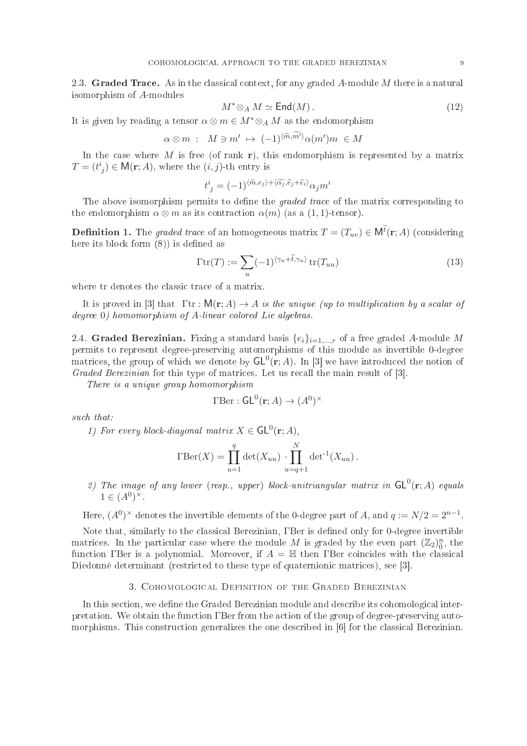**2.3. Graded Trace.** As in the classical context, for any graded $A$-module $M$ there is a natural isomorphism of $A$-modules

$$M^* \otimes_A M \simeq \mathsf{End}(M)\,. \tag{12}$$

It is given by reading a tensor $\alpha \otimes m \in M^* \otimes_A M$ as the endomorphism

$$\alpha \otimes m \;:\; M \ni m' \;\mapsto\; (-1)^{\langle \widetilde{m}, \widetilde{m'} \rangle} \alpha(m') m \;\in M$$

In the case where $M$ is free (of rank $\mathbf{r}$), this endomorphism is represented by a matrix $T = (t^i_{\ j}) \in \mathsf{M}(\mathbf{r}; A)$, where the $(i,j)$-th entry is

$$t^i_{\ j} = (-1)^{\langle \widetilde{m}, e_j \rangle + \langle \widetilde{\alpha_j}, \widetilde{e}_j + \widetilde{e}_i \rangle} \alpha_j m^i$$

The above isomorphism permits to define the *graded trace* of the matrix corresponding to the endomorphism $\alpha \otimes m$ as its contraction $\alpha(m)$ (as a $(1,1)$-tensor).

**Definition 1.** The *graded trace* of an homogeneous matrix $T = (T_{uv}) \in \mathsf{M}^{\widetilde{t}}(\mathbf{r}; A)$ (considering here its block form (8)) is defined as

$$\Gamma\mathrm{tr}(T) := \sum_u (-1)^{\langle \gamma_u + \widetilde{t}, \gamma_u \rangle} \, \mathrm{tr}(T_{uu}) \tag{13}$$

where tr denotes the classic trace of a matrix.

It is proved in [3] that *$\Gamma\mathrm{tr} : \mathsf{M}(\mathbf{r}; A) \to A$ is the unique (up to multiplication by a scalar of degree 0) homomorphism of $A$-linear colored Lie algebras.*

**2.4. Graded Berezinian.** Fixing a standard basis $\{e_i\}_{i=1,\dots,r}$ of a free graded $A$-module $M$ permits to represent degree-preserving automorphisms of this module as invertible 0-degree matrices, the group of which we denote by $\mathsf{GL}^0(\mathbf{r}; A)$. In [3] we have introduced the notion of *Graded Berezinian* for this type of matrices. Let us recall the main result of [3].

*There is a unique group homomorphism*

$$\Gamma\mathrm{Ber} : \mathsf{GL}^0(\mathbf{r}; A) \to (A^0)^\times$$

*such that:*

*1) For every block-diagonal matrix $X \in \mathsf{GL}^0(\mathbf{r}; A)$,*

$$\Gamma\mathrm{Ber}(X) = \prod_{u=1}^{q} \det(X_{uu}) \cdot \prod_{u=q+1}^{N} \det{}^{-1}(X_{uu})\,.$$

*2) The image of any lower (resp., upper) block-unitriangular matrix in $\mathsf{GL}^0(\mathbf{r}; A)$ equals $1 \in (A^0)^\times$.*

Here, $(A^0)^\times$ denotes the invertible elements of the 0-degree part of $A$, and $q := N/2 = 2^{n-1}$.

Note that, similarly to the classical Berezinian, $\Gamma$Ber is defined only for 0-degree invertible matrices. In the particular case where the module $M$ is graded by the even part $(\mathbb{Z}_2)^n_0$, the function $\Gamma$Ber is a polynomial. Moreover, if $A = \mathbb{H}$ then $\Gamma$Ber coincides with the classical Diedonné determinant (restricted to these type of quaternionic matrices), see [3].

## 3. Cohomological Definition of the Graded Berezinian

In this section, we define the Graded Berezinian module and describe its cohomological interpretation. We obtain the function $\Gamma$Ber from the action of the group of degree-preserving automorphisms. This construction generalizes the one described in [6] for the classical Berezinian.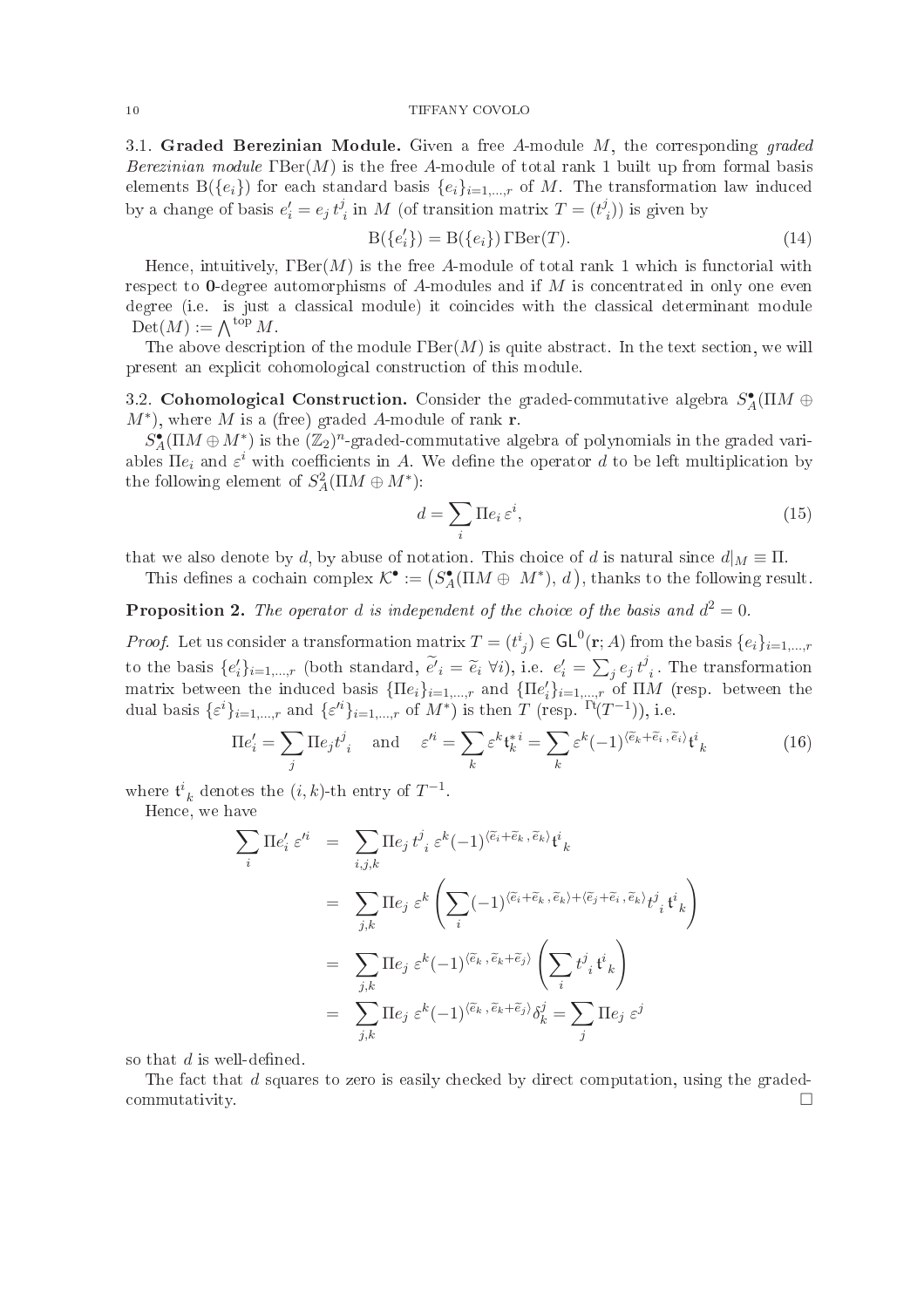**3.1. Graded Berezinian Module.** Given a free $A$-module $M$, the corresponding *graded Berezinian module* $\Gamma\mathrm{Ber}(M)$ is the free $A$-module of total rank 1 built up from formal basis elements $\mathrm{B}(\{e_i\})$ for each standard basis $\{e_i\}_{i=1,\dots,r}$ of $M$. The transformation law induced by a change of basis $e'_i = e_j\, t^j_{\ i}$ in $M$ (of transition matrix $T = (t^j_{\ i})$) is given by

$$\mathrm{B}(\{e'_i\}) = \mathrm{B}(\{e_i\})\, \Gamma\mathrm{Ber}(T). \tag{14}$$

Hence, intuitively, $\Gamma\mathrm{Ber}(M)$ is the free $A$-module of total rank 1 which is functorial with respect to $\mathbf{0}$-degree automorphisms of $A$-modules and if $M$ is concentrated in only one even degree (i.e. is just a classical module) it coincides with the classical determinant module $\mathrm{Det}(M) := \bigwedge^{\mathrm{top}} M$.

The above description of the module $\Gamma\mathrm{Ber}(M)$ is quite abstract. In the text section, we will present an explicit cohomological construction of this module.

**3.2. Cohomological Construction.** Consider the graded-commutative algebra $S^\bullet_A(\Pi M \oplus M^*)$, where $M$ is a (free) graded $A$-module of rank $\mathbf{r}$.

$S^\bullet_A(\Pi M \oplus M^*)$ is the $(\mathbb{Z}_2)^n$-graded-commutative algebra of polynomials in the graded variables $\Pi e_i$ and $\varepsilon^i$ with coefficients in $A$. We define the operator $d$ to be left multiplication by the following element of $S^2_A(\Pi M \oplus M^*)$:

$$d = \sum_i \Pi e_i\, \varepsilon^i, \tag{15}$$

that we also denote by $d$, by abuse of notation. This choice of $d$ is natural since $d|_M \equiv \Pi$.

This defines a cochain complex $\mathcal{K}^\bullet := \left(S^\bullet_A(\Pi M \oplus\ M^*),\, d\right)$, thanks to the following result.

**Proposition 2.** *The operator $d$ is independent of the choice of the basis and $d^2 = 0$.*

*Proof.* Let us consider a transformation matrix $T = (t^i_{\ j}) \in \mathsf{GL}^0(\mathbf{r}; A)$ from the basis $\{e_i\}_{i=1,\dots,r}$ to the basis $\{e'_i\}_{i=1,\dots,r}$ (both standard, $\widetilde{e'}_i = \widetilde{e}_i\ \forall i$), i.e. $e'_i = \sum_j e_j\, t^j_{\ i}$. The transformation matrix between the induced basis $\{\Pi e_i\}_{i=1,\dots,r}$ and $\{\Pi e'_i\}_{i=1,\dots,r}$ of $\Pi M$ (resp. between the dual basis $\{\varepsilon^i\}_{i=1,\dots,r}$ and $\{\varepsilon'^i\}_{i=1,\dots,r}$ of $M^*$) is then $T$ (resp. ${}^{\Gamma\mathrm{t}}(T^{-1})$), i.e.

$$\Pi e'_i = \sum_j \Pi e_j t^j_{\ i} \quad \text{and} \quad \varepsilon'^i = \sum_k \varepsilon^k \mathfrak{t}^{*\,i}_k = \sum_k \varepsilon^k (-1)^{\langle \widetilde{e}_k + \widetilde{e}_i\, ,\, \widetilde{e}_i \rangle} \mathfrak{t}^i_{\ k} \tag{16}$$

where $\mathfrak{t}^i_{\ k}$ denotes the $(i,k)$-th entry of $T^{-1}$.

Hence, we have

$$\begin{aligned}
\sum_i \Pi e'_i\, \varepsilon'^i &= \sum_{i,j,k} \Pi e_j\, t^j_{\ i}\, \varepsilon^k (-1)^{\langle \widetilde{e}_i + \widetilde{e}_k\, ,\, \widetilde{e}_k \rangle} \mathfrak{t}^i_{\ k} \\
&= \sum_{j,k} \Pi e_j\, \varepsilon^k \left( \sum_i (-1)^{\langle \widetilde{e}_i + \widetilde{e}_k\, ,\, \widetilde{e}_k \rangle + \langle \widetilde{e}_j + \widetilde{e}_i\, ,\, \widetilde{e}_k \rangle} t^j_{\ i}\, \mathfrak{t}^i_{\ k} \right) \\
&= \sum_{j,k} \Pi e_j\, \varepsilon^k (-1)^{\langle \widetilde{e}_k\, ,\, \widetilde{e}_k + \widetilde{e}_j \rangle} \left( \sum_i t^j_{\ i}\, \mathfrak{t}^i_{\ k} \right) \\
&= \sum_{j,k} \Pi e_j\, \varepsilon^k (-1)^{\langle \widetilde{e}_k\, ,\, \widetilde{e}_k + \widetilde{e}_j \rangle} \delta^j_k = \sum_j \Pi e_j\, \varepsilon^j
\end{aligned}$$

so that $d$ is well-defined.

The fact that $d$ squares to zero is easily checked by direct computation, using the graded-commutativity. $\square$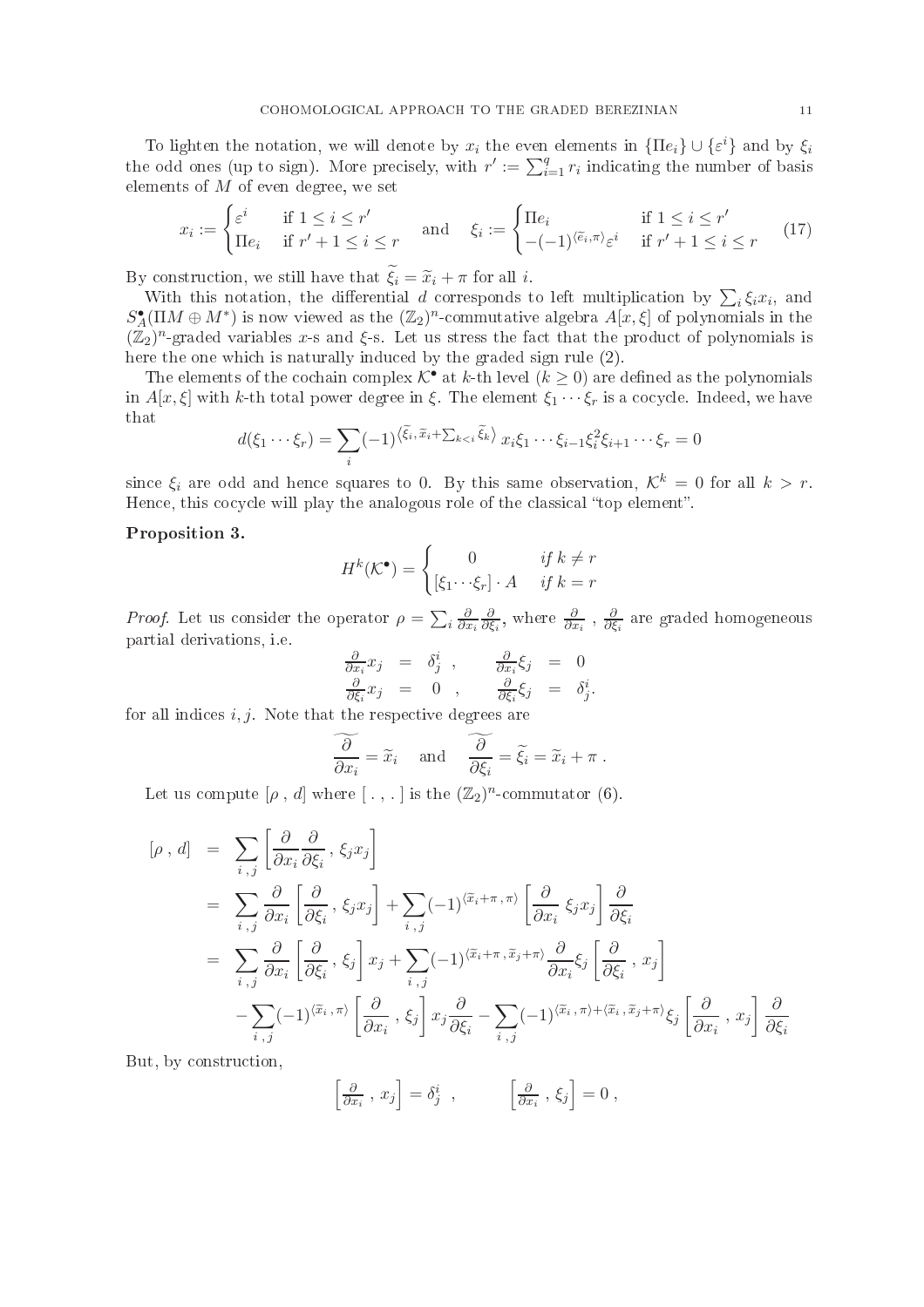To lighten the notation, we will denote by $x_i$ the even elements in $\{\Pi e_i\} \cup \{\varepsilon^i\}$ and by $\xi_i$ the odd ones (up to sign). More precisely, with $r' := \sum_{i=1}^q r_i$ indicating the number of basis elements of $M$ of even degree, we set

$$x_i := \begin{cases} \varepsilon^i & \text{if } 1 \leq i \leq r' \\ \Pi e_i & \text{if } r'+1 \leq i \leq r \end{cases} \quad \text{and} \quad \xi_i := \begin{cases} \Pi e_i & \text{if } 1 \leq i \leq r' \\ -(-1)^{\langle \widetilde{e}_i, \pi \rangle} \varepsilon^i & \text{if } r'+1 \leq i \leq r \end{cases} \tag{17}$$

By construction, we still have that $\widetilde{\xi}_i = \widetilde{x}_i + \pi$ for all $i$.

With this notation, the differential $d$ corresponds to left multiplication by $\sum_i \xi_i x_i$, and $S^\bullet_A(\Pi M \oplus M^*)$ is now viewed as the $(\mathbb{Z}_2)^n$-commutative algebra $A[x,\xi]$ of polynomials in the $(\mathbb{Z}_2)^n$-graded variables $x$-s and $\xi$-s. Let us stress the fact that the product of polynomials is here the one which is naturally induced by the graded sign rule (2).

The elements of the cochain complex $\mathcal{K}^\bullet$ at $k$-th level ($k \geq 0$) are defined as the polynomials in $A[x,\xi]$ with $k$-th total power degree in $\xi$. The element $\xi_1 \cdots \xi_r$ is a cocycle. Indeed, we have that

$$d(\xi_1 \cdots \xi_r) = \sum_i (-1)^{\langle \widetilde{\xi}_i, \widetilde{x}_i + \sum_{k<i} \widetilde{\xi}_k \rangle} x_i \xi_1 \cdots \xi_{i-1} \xi_i^2 \xi_{i+1} \cdots \xi_r = 0$$

since $\xi_i$ are odd and hence squares to 0. By this same observation, $\mathcal{K}^k = 0$ for all $k > r$. Hence, this cocycle will play the analogous role of the classical "top element".

**Proposition 3.**

$$H^k(\mathcal{K}^\bullet) = \begin{cases} 0 & \text{if } k \neq r \\ [\xi_1 \cdots \xi_r] \cdot A & \text{if } k = r \end{cases}$$

*Proof.* Let us consider the operator $\rho = \sum_i \frac{\partial}{\partial x_i} \frac{\partial}{\partial \xi_i}$, where $\frac{\partial}{\partial x_i}$, $\frac{\partial}{\partial \xi_i}$ are graded homogeneous partial derivations, i.e.

$$\begin{array}{rclcrcl} \frac{\partial}{\partial x_i} x_j & = & \delta^i_j \ , & & \frac{\partial}{\partial x_i} \xi_j & = & 0 \\ \frac{\partial}{\partial \xi_i} x_j & = & 0 \ , & & \frac{\partial}{\partial \xi_i} \xi_j & = & \delta^i_j . \end{array}$$

for all indices $i, j$. Note that the respective degrees are

$$\widetilde{\frac{\partial}{\partial x_i}} = \widetilde{x}_i \quad \text{and} \quad \widetilde{\frac{\partial}{\partial \xi_i}} = \widetilde{\xi}_i = \widetilde{x}_i + \pi \ .$$

Let us compute $[\rho \, , \, d]$ where $[\ .\ ,\ .\ ]$ is the $(\mathbb{Z}_2)^n$-commutator (6).

$$\begin{aligned}
[\rho \, , \, d] &= \sum_{i\,,\,j} \left[ \frac{\partial}{\partial x_i} \frac{\partial}{\partial \xi_i} \, , \, \xi_j x_j \right] \\
&= \sum_{i\,,\,j} \frac{\partial}{\partial x_i} \left[ \frac{\partial}{\partial \xi_i} \, , \, \xi_j x_j \right] + \sum_{i\,,\,j} (-1)^{\langle \widetilde{x}_i + \pi \, , \, \pi \rangle} \left[ \frac{\partial}{\partial x_i} \, \xi_j x_j \right] \frac{\partial}{\partial \xi_i} \\
&= \sum_{i\,,\,j} \frac{\partial}{\partial x_i} \left[ \frac{\partial}{\partial \xi_i} \, , \, \xi_j \right] x_j + \sum_{i\,,\,j} (-1)^{\langle \widetilde{x}_i + \pi \, , \, \widetilde{x}_j + \pi \rangle} \frac{\partial}{\partial x_i} \xi_j \left[ \frac{\partial}{\partial \xi_i} \, , \, x_j \right] \\
&\quad - \sum_{i\,,\,j} (-1)^{\langle \widetilde{x}_i \, , \, \pi \rangle} \left[ \frac{\partial}{\partial x_i} \, , \, \xi_j \right] x_j \frac{\partial}{\partial \xi_i} - \sum_{i\,,\,j} (-1)^{\langle \widetilde{x}_i \, , \, \pi \rangle + \langle \widetilde{x}_i \, , \, \widetilde{x}_j + \pi \rangle} \xi_j \left[ \frac{\partial}{\partial x_i} \, , \, x_j \right] \frac{\partial}{\partial \xi_i}
\end{aligned}$$

But, by construction,

$$\left[ \tfrac{\partial}{\partial x_i} \, , \, x_j \right] = \delta^i_j \ , \qquad \left[ \tfrac{\partial}{\partial x_i} \, , \, \xi_j \right] = 0 \ ,$$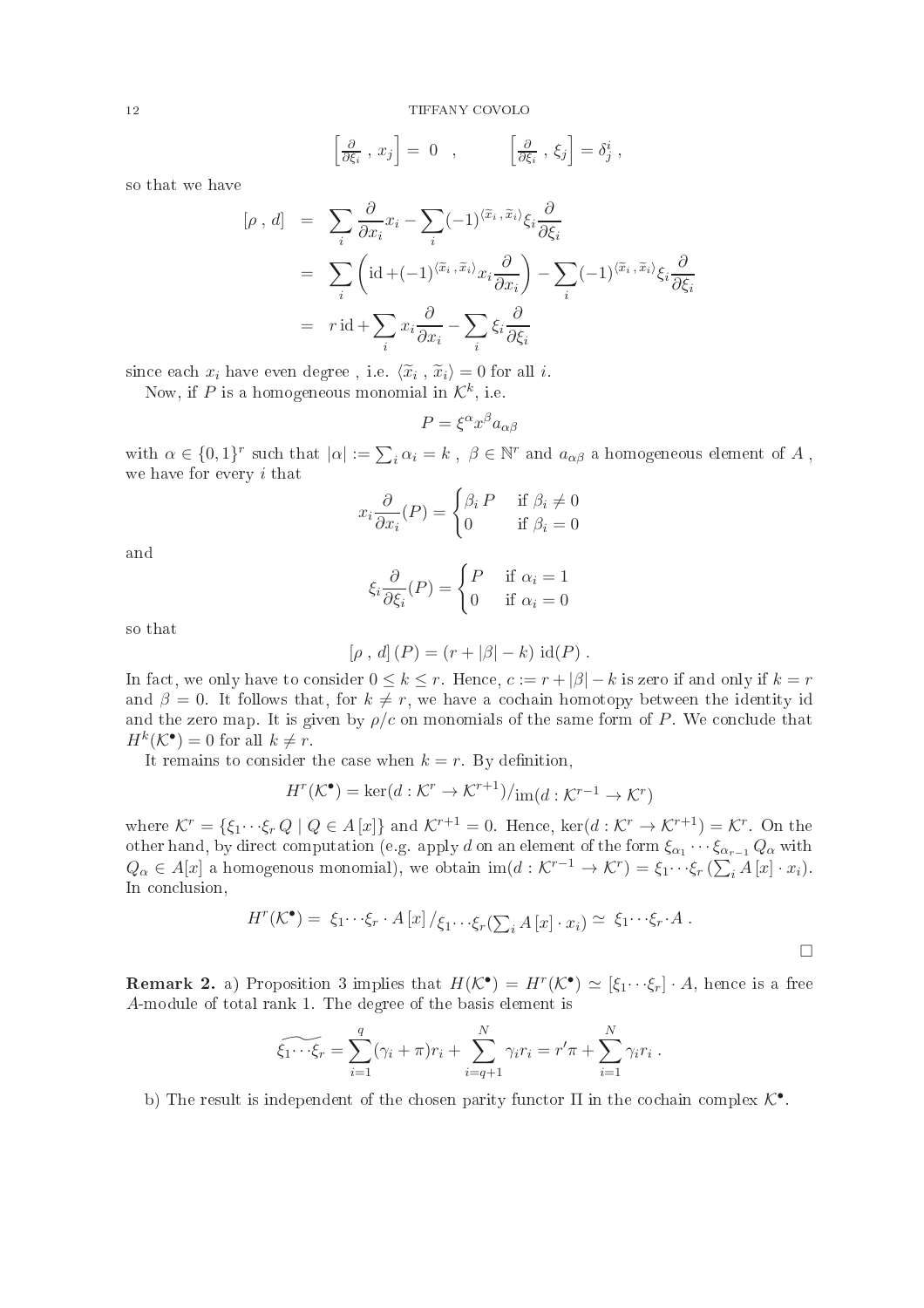$$\left[\frac{\partial}{\partial \xi_i} \, , \, x_j\right] = 0 \quad , \qquad \left[\frac{\partial}{\partial \xi_i} \, , \, \xi_j\right] = \delta^i_j \, ,$$

so that we have

$$\begin{aligned}
[\rho \, , \, d] &= \sum_i \frac{\partial}{\partial x_i} x_i - \sum_i (-1)^{\langle \widetilde{x}_i \, , \, \widetilde{x}_i \rangle} \xi_i \frac{\partial}{\partial \xi_i} \\
&= \sum_i \left( \mathrm{id} + (-1)^{\langle \widetilde{x}_i \, , \, \widetilde{x}_i \rangle} x_i \frac{\partial}{\partial x_i} \right) - \sum_i (-1)^{\langle \widetilde{x}_i \, , \, \widetilde{x}_i \rangle} \xi_i \frac{\partial}{\partial \xi_i} \\
&= r \, \mathrm{id} + \sum_i x_i \frac{\partial}{\partial x_i} - \sum_i \xi_i \frac{\partial}{\partial \xi_i}
\end{aligned}$$

since each $x_i$ have even degree , i.e. $\langle \widetilde{x}_i \, , \, \widetilde{x}_i \rangle = 0$ for all $i$.

Now, if $P$ is a homogeneous monomial in $\mathcal{K}^k$, i.e.

$$P = \xi^\alpha x^\beta a_{\alpha\beta}$$

with $\alpha \in \{0,1\}^r$ such that $|\alpha| := \sum_i \alpha_i = k$ , $\beta \in \mathbb{N}^r$ and $a_{\alpha\beta}$ a homogeneous element of $A$ , we have for every $i$ that

$$x_i \frac{\partial}{\partial x_i}(P) = \begin{cases} \beta_i \, P & \text{if } \beta_i \neq 0 \\ 0 & \text{if } \beta_i = 0 \end{cases}$$

and

$$\xi_i \frac{\partial}{\partial \xi_i}(P) = \begin{cases} P & \text{if } \alpha_i = 1 \\ 0 & \text{if } \alpha_i = 0 \end{cases}$$

so that

$$[\rho \, , \, d] \, (P) = (r + |\beta| - k) \; \mathrm{id}(P) \, .$$

In fact, we only have to consider $0 \leq k \leq r$. Hence, $c := r + |\beta| - k$ is zero if and only if $k = r$ and $\beta = 0$. It follows that, for $k \neq r$, we have a cochain homotopy between the identity id and the zero map. It is given by $\rho/c$ on monomials of the same form of $P$. We conclude that $H^k(\mathcal{K}^\bullet) = 0$ for all $k \neq r$.

It remains to consider the case when $k = r$. By definition,

$$H^r(\mathcal{K}^\bullet) = \ker(d : \mathcal{K}^r \to \mathcal{K}^{r+1}) / \mathrm{im}(d : \mathcal{K}^{r-1} \to \mathcal{K}^r)$$

where $\mathcal{K}^r = \{\xi_1 \cdots \xi_r \, Q \mid Q \in A\,[x]\}$ and $\mathcal{K}^{r+1} = 0$. Hence, $\ker(d : \mathcal{K}^r \to \mathcal{K}^{r+1}) = \mathcal{K}^r$. On the other hand, by direct computation (e.g. apply $d$ on an element of the form $\xi_{\alpha_1} \cdots \xi_{\alpha_{r-1}} Q_\alpha$ with $Q_\alpha \in A[x]$ a homogenous monomial), we obtain $\mathrm{im}(d : \mathcal{K}^{r-1} \to \mathcal{K}^r) = \xi_1 \cdots \xi_r \, (\sum_i A\,[x] \cdot x_i)$. In conclusion,

$$H^r(\mathcal{K}^\bullet) = \; \xi_1 \cdots \xi_r \cdot A\,[x] \, / \, \xi_1 \cdots \xi_r (\textstyle\sum_i A\,[x] \cdot x_i) \simeq \; \xi_1 \cdots \xi_r \cdot A \, .$$

□

**Remark 2.** a) Proposition 3 implies that $H(\mathcal{K}^\bullet) = H^r(\mathcal{K}^\bullet) \simeq [\xi_1 \cdots \xi_r] \cdot A$, hence is a free $A$-module of total rank 1. The degree of the basis element is

$$\widetilde{\xi_1 \cdots \xi_r} = \sum_{i=1}^{q} (\gamma_i + \pi) r_i + \sum_{i=q+1}^{N} \gamma_i r_i = r' \pi + \sum_{i=1}^{N} \gamma_i r_i \, .$$

b) The result is independent of the chosen parity functor $\Pi$ in the cochain complex $\mathcal{K}^\bullet$.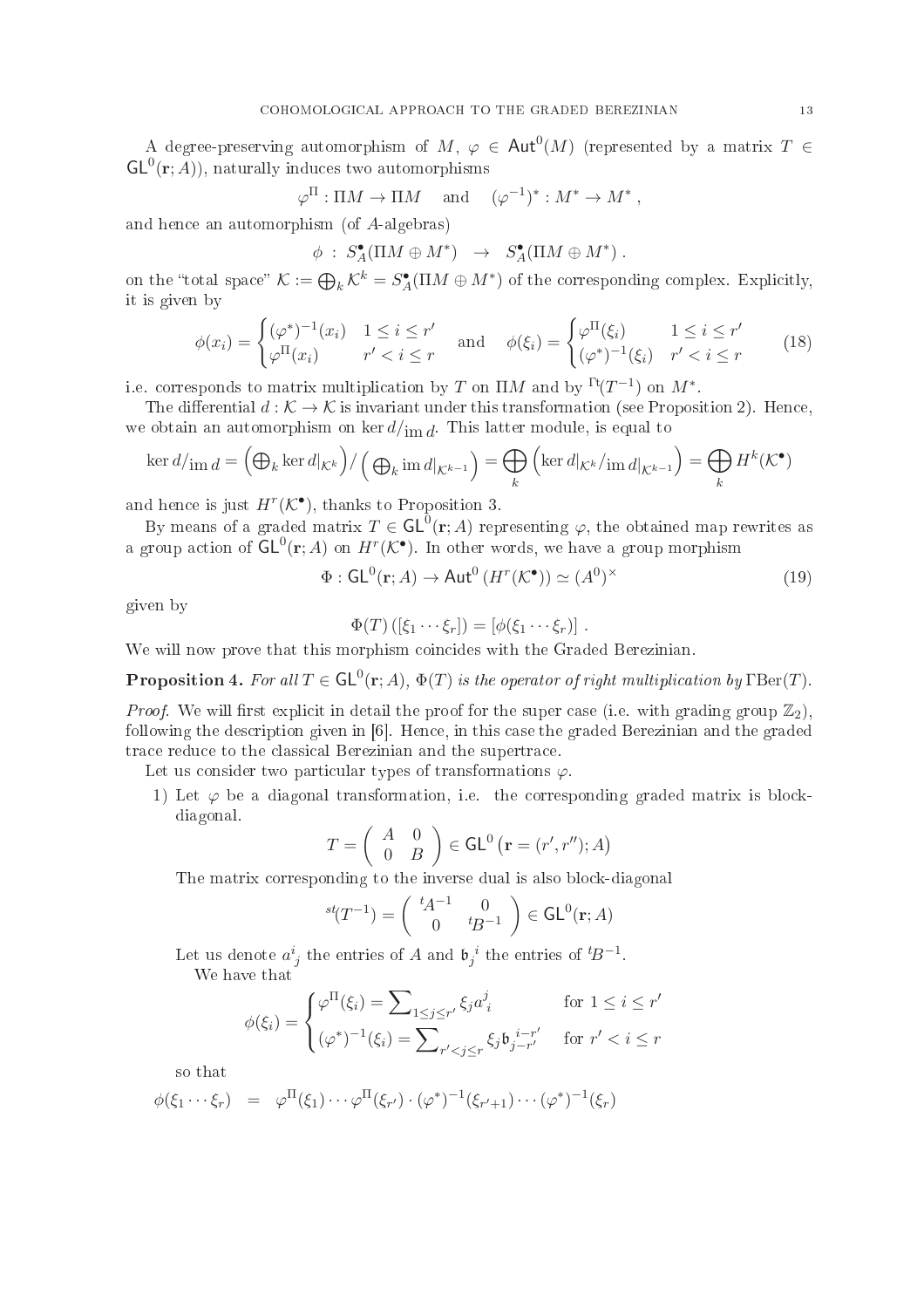A degree-preserving automorphism of $M$, $\varphi \in \mathsf{Aut}^0(M)$ (represented by a matrix $T \in \mathsf{GL}^0(\mathbf{r}; A)$), naturally induces two automorphisms

$$\varphi^\Pi : \Pi M \to \Pi M \quad \text{and} \quad (\varphi^{-1})^* : M^* \to M^* ,$$

and hence an automorphism (of $A$-algebras)

$$\phi \;:\; S^\bullet_A(\Pi M \oplus M^*) \;\;\to\;\; S^\bullet_A(\Pi M \oplus M^*) \; .$$

on the "total space" $\mathcal{K} := \bigoplus_k \mathcal{K}^k = S^\bullet_A(\Pi M \oplus M^*)$ of the corresponding complex. Explicitly, it is given by

$$\phi(x_i) = \begin{cases} (\varphi^*)^{-1}(x_i) & 1 \le i \le r' \\ \varphi^\Pi(x_i) & r' < i \le r \end{cases} \quad \text{and} \quad \phi(\xi_i) = \begin{cases} \varphi^\Pi(\xi_i) & 1 \le i \le r' \\ (\varphi^*)^{-1}(\xi_i) & r' < i \le r \end{cases} \tag{18}$$

i.e. corresponds to matrix multiplication by $T$ on $\Pi M$ and by ${}^{\Gamma t}(T^{-1})$ on $M^*$.

The differential $d : \mathcal{K} \to \mathcal{K}$ is invariant under this transformation (see Proposition 2). Hence, we obtain an automorphism on $\ker d/_{\operatorname{im} d}$. This latter module, is equal to

$$\ker d/_{\operatorname{im} d} = \Big(\bigoplus_k \ker d|_{\mathcal{K}^k}\Big) / \Big( \bigoplus_k \operatorname{im} d|_{\mathcal{K}^{k-1}} \Big) = \bigoplus_k \Big( \ker d|_{\mathcal{K}^k} / \operatorname{im} d|_{\mathcal{K}^{k-1}} \Big) = \bigoplus_k H^k(\mathcal{K}^\bullet)$$

and hence is just $H^r(\mathcal{K}^\bullet)$, thanks to Proposition 3.

By means of a graded matrix $T \in \mathsf{GL}^0(\mathbf{r}; A)$ representing $\varphi$, the obtained map rewrites as a group action of $\mathsf{GL}^0(\mathbf{r}; A)$ on $H^r(\mathcal{K}^\bullet)$. In other words, we have a group morphism

$$\Phi : \mathsf{GL}^0(\mathbf{r}; A) \to \mathsf{Aut}^0\left(H^r(\mathcal{K}^\bullet)\right) \simeq (A^0)^\times \tag{19}$$

given by

$$\Phi(T)\left([\xi_1 \cdots \xi_r]\right) = [\phi(\xi_1 \cdots \xi_r)] \; .$$

We will now prove that this morphism coincides with the Graded Berezinian.

**Proposition 4.** *For all $T \in \mathsf{GL}^0(\mathbf{r}; A)$, $\Phi(T)$ is the operator of right multiplication by $\Gamma\mathrm{Ber}(T)$.*

*Proof.* We will first explicit in detail the proof for the super case (i.e. with grading group $\mathbb{Z}_2$), following the description given in [6]. Hence, in this case the graded Berezinian and the graded trace reduce to the classical Berezinian and the supertrace.

Let us consider two particular types of transformations $\varphi$.

1) Let $\varphi$ be a diagonal transformation, i.e. the corresponding graded matrix is block-diagonal.

$$T = \begin{pmatrix} A & 0 \\ 0 & B \end{pmatrix} \in \mathsf{GL}^0\left(\mathbf{r} = (r', r''); A\right)$$

The matrix corresponding to the inverse dual is also block-diagonal

$${}^{st}(T^{-1}) = \begin{pmatrix} {}^tA^{-1} & 0 \\ 0 & {}^tB^{-1} \end{pmatrix} \in \mathsf{GL}^0(\mathbf{r}; A)$$

Let us denote $a^i_{\ j}$ the entries of $A$ and $\mathfrak{b}_j^{\ i}$ the entries of ${}^tB^{-1}$.

We have that

$$\phi(\xi_i) = \begin{cases} \varphi^\Pi(\xi_i) = \sum_{1 \le j \le r'} \xi_j a^j_{\ i} & \text{for } 1 \le i \le r' \\ (\varphi^*)^{-1}(\xi_i) = \sum_{r' < j \le r} \xi_j \mathfrak{b}_{j-r'}^{\ i-r'} & \text{for } r' < i \le r \end{cases}$$

so that

$$\phi(\xi_1 \cdots \xi_r) \;\;=\;\; \varphi^\Pi(\xi_1) \cdots \varphi^\Pi(\xi_{r'}) \cdot (\varphi^*)^{-1}(\xi_{r'+1}) \cdots (\varphi^*)^{-1}(\xi_r)$$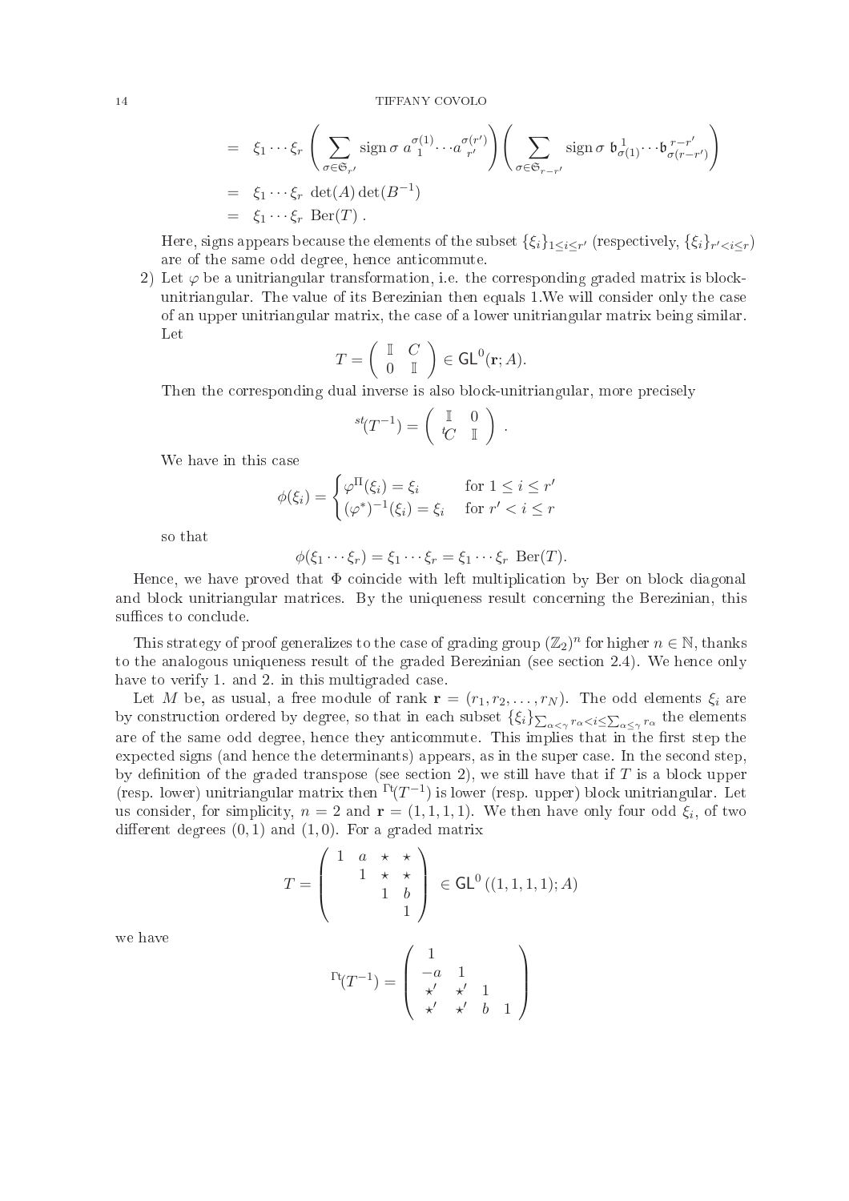$$
\begin{aligned}
&= \xi_1 \cdots \xi_r \left( \sum_{\sigma \in \mathfrak{S}_{r'}} \operatorname{sign} \sigma \; a_{\;1}^{\sigma(1)} \cdots a_{\;r'}^{\sigma(r')} \right) \left( \sum_{\sigma \in \mathfrak{S}_{r-r'}} \operatorname{sign} \sigma \; \mathfrak{b}_{\sigma(1)}^{\;1} \cdots \mathfrak{b}_{\sigma(r-r')}^{\;r-r'} \right) \\
&= \xi_1 \cdots \xi_r \; \det(A) \det(B^{-1}) \\
&= \xi_1 \cdots \xi_r \; \operatorname{Ber}(T) \; .
\end{aligned}
$$

Here, signs appears because the elements of the subset $\{\xi_i\}_{1 \leq i \leq r'}$ (respectively, $\{\xi_i\}_{r' < i \leq r}$) are of the same odd degree, hence anticommute.

2) Let $\varphi$ be a unitriangular transformation, i.e. the corresponding graded matrix is block-unitriangular. The value of its Berezinian then equals 1.We will consider only the case of an upper unitriangular matrix, the case of a lower unitriangular matrix being similar. Let

$$
T = \begin{pmatrix} \mathbb{I} & C \\ 0 & \mathbb{I} \end{pmatrix} \in \mathsf{GL}^0(\mathbf{r}; A).
$$

Then the corresponding dual inverse is also block-unitriangular, more precisely

$$
{}^{st}(T^{-1}) = \begin{pmatrix} \mathbb{I} & 0 \\ {}^{t}C & \mathbb{I} \end{pmatrix} .
$$

We have in this case

$$
\phi(\xi_i) = \begin{cases} \varphi^{\Pi}(\xi_i) = \xi_i & \text{for } 1 \leq i \leq r' \\ (\varphi^*)^{-1}(\xi_i) = \xi_i & \text{for } r' < i \leq r \end{cases}
$$

so that

$$
\phi(\xi_1 \cdots \xi_r) = \xi_1 \cdots \xi_r = \xi_1 \cdots \xi_r \; \operatorname{Ber}(T).
$$

Hence, we have proved that $\Phi$ coincide with left multiplication by Ber on block diagonal and block unitriangular matrices. By the uniqueness result concerning the Berezinian, this suffices to conclude.

This strategy of proof generalizes to the case of grading group $(\mathbb{Z}_2)^n$ for higher $n \in \mathbb{N}$, thanks to the analogous uniqueness result of the graded Berezinian (see section 2.4). We hence only have to verify 1. and 2. in this multigraded case.

Let $M$ be, as usual, a free module of rank $\mathbf{r} = (r_1, r_2, \ldots, r_N)$. The odd elements $\xi_i$ are by construction ordered by degree, so that in each subset $\{\xi_i\}_{\sum_{\alpha<\gamma} r_\alpha < i \leq \sum_{\alpha \leq \gamma} r_\alpha}$ the elements are of the same odd degree, hence they anticommute. This implies that in the first step the expected signs (and hence the determinants) appears, as in the super case. In the second step, by definition of the graded transpose (see section 2), we still have that if $T$ is a block upper (resp. lower) unitriangular matrix then ${}^{\Gamma t}(T^{-1})$ is lower (resp. upper) block unitriangular. Let us consider, for simplicity, $n = 2$ and $\mathbf{r} = (1, 1, 1, 1)$. We then have only four odd $\xi_i$, of two different degrees $(0, 1)$ and $(1, 0)$. For a graded matrix

$$
T = \begin{pmatrix} 1 & a & \star & \star \\ & 1 & \star & \star \\ & & 1 & b \\ & & & 1 \end{pmatrix} \in \mathsf{GL}^0\left((1, 1, 1, 1); A\right)
$$

we have

$$
{}^{\Gamma t}(T^{-1}) = \begin{pmatrix} 1 & & & \\ -a & 1 & & \\ \star' & \star' & 1 & \\ \star' & \star' & b & 1 \end{pmatrix}
$$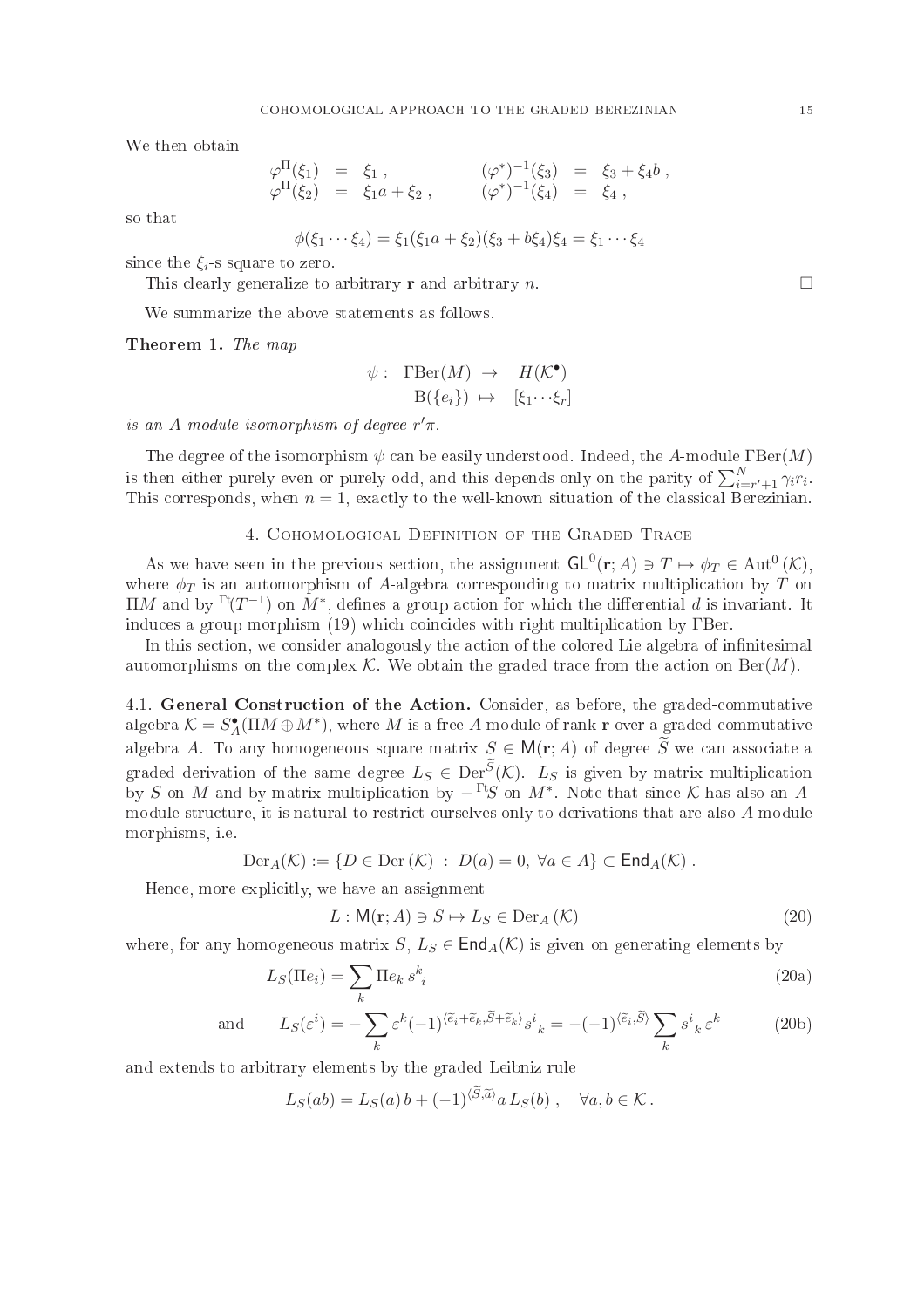We then obtain

$$
\begin{array}{rclcrcl}
\varphi^{\Pi}(\xi_1) & = & \xi_1 \, , & \qquad & (\varphi^*)^{-1}(\xi_3) & = & \xi_3 + \xi_4 b \, , \\
\varphi^{\Pi}(\xi_2) & = & \xi_1 a + \xi_2 \, , & & (\varphi^*)^{-1}(\xi_4) & = & \xi_4 \, ,
\end{array}
$$

so that

$$
\phi(\xi_1 \cdots \xi_4) = \xi_1(\xi_1 a + \xi_2)(\xi_3 + b\xi_4)\xi_4 = \xi_1 \cdots \xi_4
$$

since the $\xi_i$-s square to zero.

This clearly generalize to arbitrary $\mathbf{r}$ and arbitrary $n$. □

We summarize the above statements as follows.

**Theorem 1.** *The map*

$$
\begin{array}{rrcl}
\psi : & \Gamma\mathrm{Ber}(M) & \to & H(\mathcal{K}^{\bullet}) \\
& \mathrm{B}(\{e_i\}) & \mapsto & [\xi_1 \cdots \xi_r]
\end{array}
$$

*is an $A$-module isomorphism of degree $r'\pi$.*

The degree of the isomorphism $\psi$ can be easily understood. Indeed, the $A$-module $\Gamma\mathrm{Ber}(M)$ is then either purely even or purely odd, and this depends only on the parity of $\sum_{i=r'+1}^{N} \gamma_i r_i$. This corresponds, when $n = 1$, exactly to the well-known situation of the classical Berezinian.

## 4. Cohomological Definition of the Graded Trace

As we have seen in the previous section, the assignment $\mathsf{GL}^0(\mathbf{r}; A) \ni T \mapsto \phi_T \in \mathrm{Aut}^0(\mathcal{K})$, where $\phi_T$ is an automorphism of $A$-algebra corresponding to matrix multiplication by $T$ on $\Pi M$ and by ${}^{\Gamma\mathrm{t}}(T^{-1})$ on $M^*$, defines a group action for which the differential $d$ is invariant. It induces a group morphism (19) which coincides with right multiplication by $\Gamma\mathrm{Ber}$.

In this section, we consider analogously the action of the colored Lie algebra of infinitesimal automorphisms on the complex $\mathcal{K}$. We obtain the graded trace from the action on $\mathrm{Ber}(M)$.

**4.1. General Construction of the Action.** Consider, as before, the graded-commutative algebra $\mathcal{K} = S_A^{\bullet}(\Pi M \oplus M^*)$, where $M$ is a free $A$-module of rank $\mathbf{r}$ over a graded-commutative algebra $A$. To any homogeneous square matrix $S \in \mathsf{M}(\mathbf{r}; A)$ of degree $\widetilde{S}$ we can associate a graded derivation of the same degree $L_S \in \mathrm{Der}^{\widetilde{S}}(\mathcal{K})$. $L_S$ is given by matrix multiplication by $S$ on $M$ and by matrix multiplication by $-{}^{\Gamma\mathrm{t}}S$ on $M^*$. Note that since $\mathcal{K}$ has also an $A$-module structure, it is natural to restrict ourselves only to derivations that are also $A$-module morphisms, i.e.

$$
\mathrm{Der}_A(\mathcal{K}) := \{D \in \mathrm{Der}\,(\mathcal{K}) \; : \; D(a) = 0, \; \forall a \in A\} \subset \mathsf{End}_A(\mathcal{K}) \, .
$$

Hence, more explicitly, we have an assignment

$$
L : \mathsf{M}(\mathbf{r}; A) \ni S \mapsto L_S \in \mathrm{Der}_A(\mathcal{K}) \tag{20}
$$

where, for any homogeneous matrix $S$, $L_S \in \mathsf{End}_A(\mathcal{K})$ is given on generating elements by

$$
L_S(\Pi e_i) = \sum_k \Pi e_k \, s^k{}_i \tag{20a}
$$

$$
\text{and} \qquad L_S(\varepsilon^i) = -\sum_k \varepsilon^k (-1)^{\langle \widetilde{e}_i + \widetilde{e}_k, \widetilde{S} + \widetilde{e}_k \rangle} s^i{}_k = -(-1)^{\langle \widetilde{e}_i, \widetilde{S} \rangle} \sum_k s^i{}_k \, \varepsilon^k \tag{20b}
$$

and extends to arbitrary elements by the graded Leibniz rule

$$
L_S(ab) = L_S(a)\, b + (-1)^{\langle \widetilde{S}, \widetilde{a} \rangle} a \, L_S(b) \, , \quad \forall a, b \in \mathcal{K} \, .
$$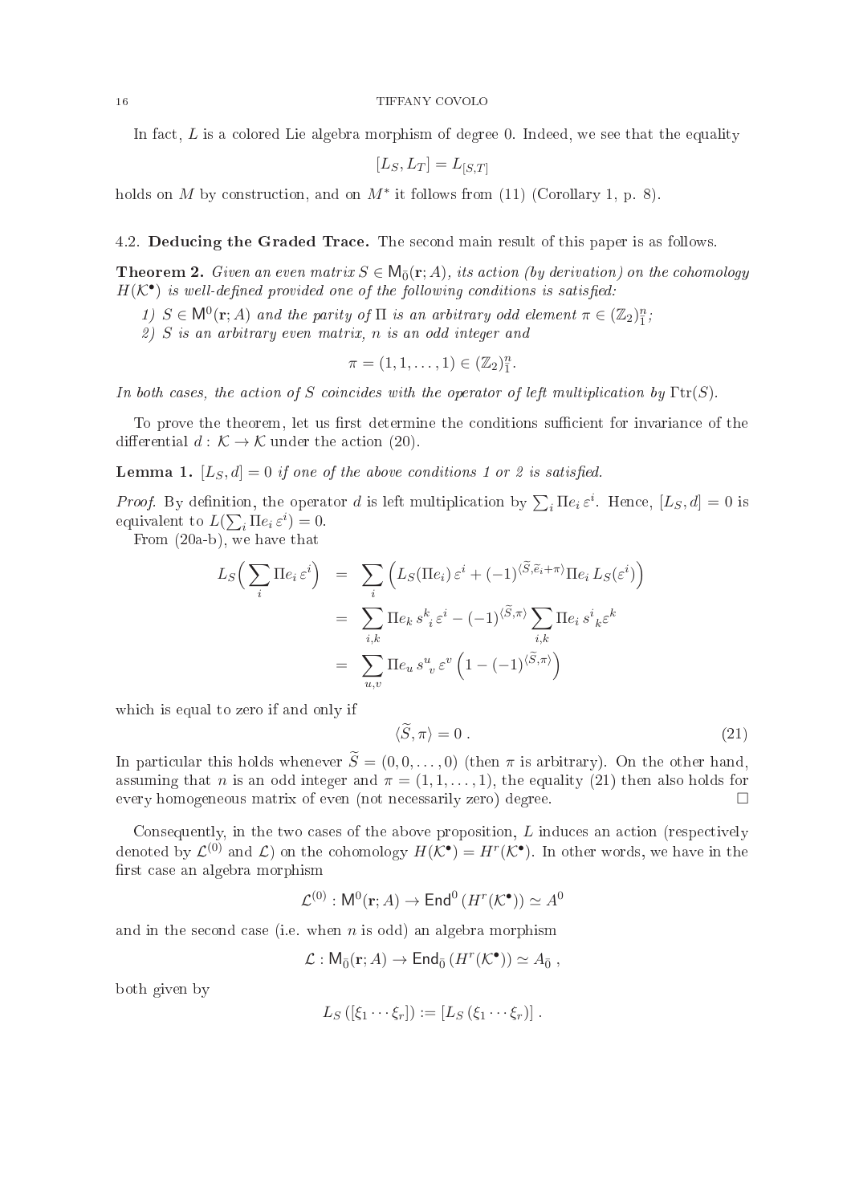In fact, $L$ is a colored Lie algebra morphism of degree 0. Indeed, we see that the equality

$$[L_S, L_T] = L_{[S,T]}$$

holds on $M$ by construction, and on $M^*$ it follows from (11) (Corollary 1, p. 8).

### 4.2. Deducing the Graded Trace.

The second main result of this paper is as follows.

**Theorem 2.** *Given an even matrix $S \in \mathsf{M}_{\bar{0}}(\mathbf{r}; A)$, its action (by derivation) on the cohomology $H(\mathcal{K}^\bullet)$ is well-defined provided one of the following conditions is satisfied:*

*1) $S \in \mathsf{M}^0(\mathbf{r}; A)$ and the parity of $\Pi$ is an arbitrary odd element $\pi \in (\mathbb{Z}_2)^n_1$;*

*2) $S$ is an arbitrary even matrix, $n$ is an odd integer and*

$$\pi = (1, 1, \ldots, 1) \in (\mathbb{Z}_2)^n_1.$$

*In both cases, the action of $S$ coincides with the operator of left multiplication by $\Gamma\mathrm{tr}(S)$.*

To prove the theorem, let us first determine the conditions sufficient for invariance of the differential $d : \mathcal{K} \to \mathcal{K}$ under the action (20).

**Lemma 1.** *$[L_S, d] = 0$ if one of the above conditions 1 or 2 is satisfied.*

*Proof.* By definition, the operator $d$ is left multiplication by $\sum_i \Pi e_i \, \varepsilon^i$. Hence, $[L_S, d] = 0$ is equivalent to $L(\sum_i \Pi e_i \, \varepsilon^i) = 0$.

From (20a-b), we have that

$$
\begin{aligned}
L_S\Big(\sum_i \Pi e_i \, \varepsilon^i\Big) &= \sum_i \Big(L_S(\Pi e_i) \, \varepsilon^i + (-1)^{\langle \widetilde{S}, \widetilde{e}_i + \pi\rangle} \Pi e_i \, L_S(\varepsilon^i)\Big) \\
&= \sum_{i,k} \Pi e_k \, s^k{}_i \, \varepsilon^i - (-1)^{\langle \widetilde{S}, \pi\rangle} \sum_{i,k} \Pi e_i \, s^i{}_k \varepsilon^k \\
&= \sum_{u,v} \Pi e_u \, s^u{}_v \, \varepsilon^v \left(1 - (-1)^{\langle \widetilde{S}, \pi\rangle}\right)
\end{aligned}
$$

which is equal to zero if and only if

$$\langle \widetilde{S}, \pi \rangle = 0 \, . \tag{21}$$

In particular this holds whenever $\widetilde{S} = (0, 0, \ldots, 0)$ (then $\pi$ is arbitrary). On the other hand, assuming that $n$ is an odd integer and $\pi = (1, 1, \ldots, 1)$, the equality (21) then also holds for every homogeneous matrix of even (not necessarily zero) degree. □

Consequently, in the two cases of the above proposition, $L$ induces an action (respectively denoted by $\mathcal{L}^{(0)}$ and $\mathcal{L}$) on the cohomology $H(\mathcal{K}^\bullet) = H^r(\mathcal{K}^\bullet)$. In other words, we have in the first case an algebra morphism

$$\mathcal{L}^{(0)} : \mathsf{M}^0(\mathbf{r}; A) \to \mathsf{End}^0\left(H^r(\mathcal{K}^\bullet)\right) \simeq A^0$$

and in the second case (i.e. when $n$ is odd) an algebra morphism

$$\mathcal{L} : \mathsf{M}_{\bar{0}}(\mathbf{r}; A) \to \mathsf{End}_{\bar{0}}\left(H^r(\mathcal{K}^\bullet)\right) \simeq A_{\bar{0}} \, ,$$

both given by

$$L_S\left([\xi_1 \cdots \xi_r]\right) := \left[L_S\left(\xi_1 \cdots \xi_r\right)\right] .$$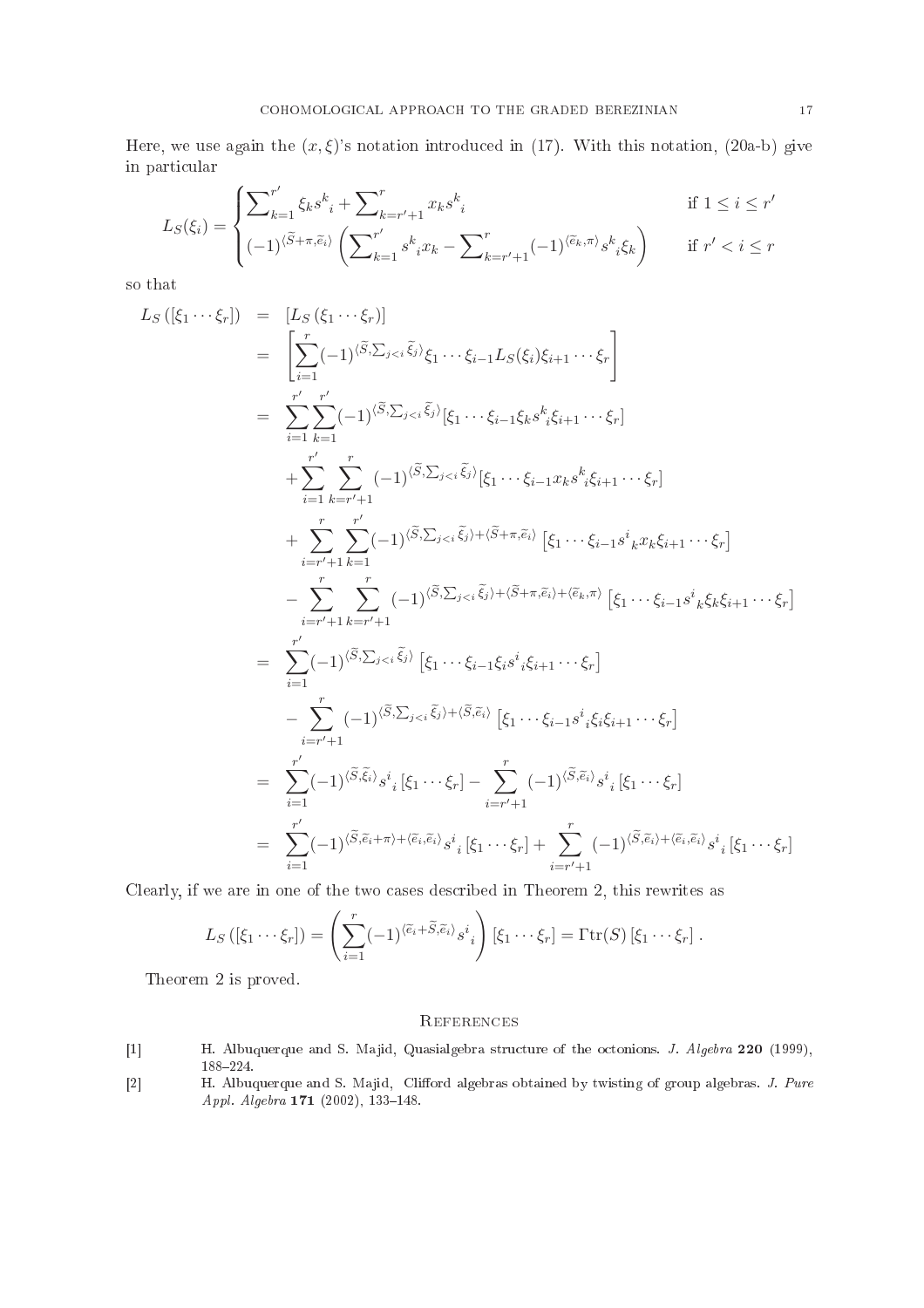Here, we use again the $(x, \xi)$'s notation introduced in (17). With this notation, (20a-b) give in particular

$$
L_S(\xi_i) = \begin{cases} \sum_{k=1}^{r'} \xi_k s^k{}_i + \sum_{k=r'+1}^{r} x_k s^k{}_i & \text{if } 1 \leq i \leq r' \\ (-1)^{\langle \widetilde{S}+\pi, \widetilde{e}_i \rangle} \left( \sum_{k=1}^{r'} s^k{}_i x_k - \sum_{k=r'+1}^{r} (-1)^{\langle \widetilde{e}_k, \pi \rangle} s^k{}_i \xi_k \right) & \text{if } r' < i \leq r \end{cases}
$$

so that

$$
\begin{aligned}
L_S\left([\xi_1 \cdots \xi_r]\right) &= \left[L_S\left(\xi_1 \cdots \xi_r\right)\right] \\
&= \left[ \sum_{i=1}^{r} (-1)^{\langle \widetilde{S}, \sum_{j<i} \widetilde{\xi}_j \rangle} \xi_1 \cdots \xi_{i-1} L_S(\xi_i) \xi_{i+1} \cdots \xi_r \right] \\
&= \sum_{i=1}^{r'} \sum_{k=1}^{r'} (-1)^{\langle \widetilde{S}, \sum_{j<i} \widetilde{\xi}_j \rangle} [\xi_1 \cdots \xi_{i-1} \xi_k s^k{}_i \xi_{i+1} \cdots \xi_r] \\
&\quad + \sum_{i=1}^{r'} \sum_{k=r'+1}^{r} (-1)^{\langle \widetilde{S}, \sum_{j<i} \widetilde{\xi}_j \rangle} [\xi_1 \cdots \xi_{i-1} x_k s^k{}_i \xi_{i+1} \cdots \xi_r] \\
&\quad + \sum_{i=r'+1}^{r} \sum_{k=1}^{r'} (-1)^{\langle \widetilde{S}, \sum_{j<i} \widetilde{\xi}_j \rangle + \langle \widetilde{S}+\pi, \widetilde{e}_i \rangle} \left[\xi_1 \cdots \xi_{i-1} s^i{}_k x_k \xi_{i+1} \cdots \xi_r\right] \\
&\quad - \sum_{i=r'+1}^{r} \sum_{k=r'+1}^{r} (-1)^{\langle \widetilde{S}, \sum_{j<i} \widetilde{\xi}_j \rangle + \langle \widetilde{S}+\pi, \widetilde{e}_i \rangle + \langle \widetilde{e}_k, \pi \rangle} \left[\xi_1 \cdots \xi_{i-1} s^i{}_k \xi_k \xi_{i+1} \cdots \xi_r\right] \\
&= \sum_{i=1}^{r'} (-1)^{\langle \widetilde{S}, \sum_{j<i} \widetilde{\xi}_j \rangle} \left[\xi_1 \cdots \xi_{i-1} \xi_i s^i{}_i \xi_{i+1} \cdots \xi_r\right] \\
&\quad - \sum_{i=r'+1}^{r} (-1)^{\langle \widetilde{S}, \sum_{j<i} \widetilde{\xi}_j \rangle + \langle \widetilde{S}, \widetilde{e}_i \rangle} \left[\xi_1 \cdots \xi_{i-1} s^i{}_i \xi_i \xi_{i+1} \cdots \xi_r\right] \\
&= \sum_{i=1}^{r'} (-1)^{\langle \widetilde{S}, \widetilde{\xi}_i \rangle} s^i{}_i \left[\xi_1 \cdots \xi_r\right] - \sum_{i=r'+1}^{r} (-1)^{\langle \widetilde{S}, \widetilde{e}_i \rangle} s^i{}_i \left[\xi_1 \cdots \xi_r\right] \\
&= \sum_{i=1}^{r'} (-1)^{\langle \widetilde{S}, \widetilde{e}_i + \pi \rangle + \langle \widetilde{e}_i, \widetilde{e}_i \rangle} s^i{}_i \left[\xi_1 \cdots \xi_r\right] + \sum_{i=r'+1}^{r} (-1)^{\langle \widetilde{S}, \widetilde{e}_i \rangle + \langle \widetilde{e}_i, \widetilde{e}_i \rangle} s^i{}_i \left[\xi_1 \cdots \xi_r\right]
\end{aligned}
$$

Clearly, if we are in one of the two cases described in Theorem 2, this rewrites as

$$
L_S\left([\xi_1 \cdots \xi_r]\right) = \left( \sum_{i=1}^{r} (-1)^{\langle \widetilde{e}_i + \widetilde{S}, \widetilde{e}_i \rangle} s^i{}_i \right) [\xi_1 \cdots \xi_r] = \Gamma\mathrm{tr}(S) \left[\xi_1 \cdots \xi_r\right].
$$

Theorem 2 is proved.

## References

[1] H. Albuquerque and S. Majid, Quasialgebra structure of the octonions. *J. Algebra* **220** (1999), 188–224.

[2] H. Albuquerque and S. Majid, Clifford algebras obtained by twisting of group algebras. *J. Pure Appl. Algebra* **171** (2002), 133–148.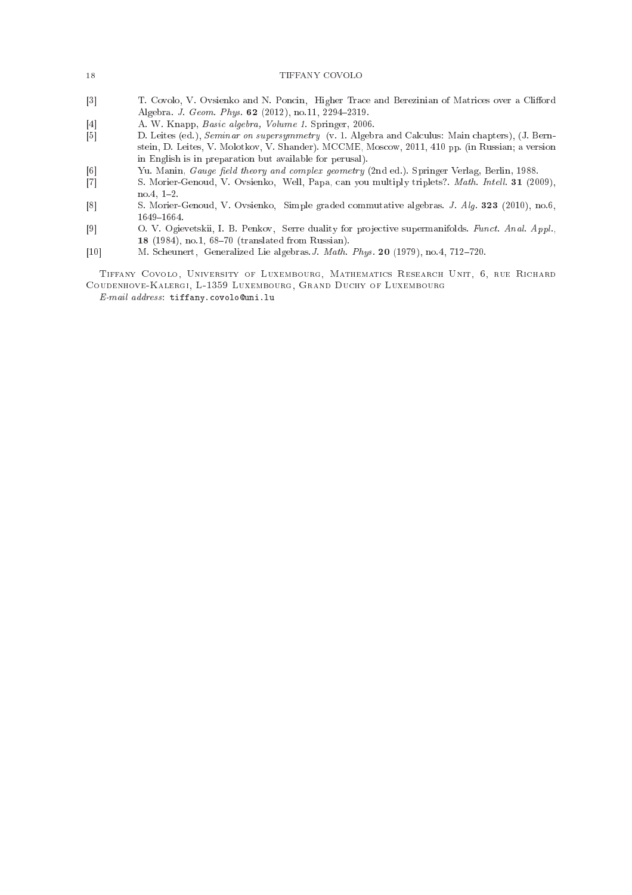[3] T. Covolo, V. Ovsienko and N. Poncin, Higher Trace and Berezinian of Matrices over a Clifford Algebra. *J. Geom. Phys.* **62** (2012), no.11, 2294–2319.

[4] A. W. Knapp, *Basic algebra, Volume 1*. Springer, 2006.

[5] D. Leites (ed.), *Seminar on supersymmetry* (v. 1. Algebra and Calculus: Main chapters), (J. Bernstein, D. Leites, V. Molotkov, V. Shander). MCCME, Moscow, 2011, 410 pp. (in Russian; a version in English is in preparation but available for perusal).

[6] Yu. Manin, *Gauge field theory and complex geometry* (2nd ed.). Springer Verlag, Berlin, 1988.

[7] S. Morier-Genoud, V. Ovsienko, Well, Papa, can you multiply triplets?. *Math. Intell.* **31** (2009), no.4, 1–2.

[8] S. Morier-Genoud, V. Ovsienko, Simple graded commutative algebras. *J. Alg.* **323** (2010), no.6, 1649–1664.

[9] O. V. Ogievetskii, I. B. Penkov, Serre duality for projective supermanifolds. *Funct. Anal. Appl.*, **18** (1984), no.1, 68–70 (translated from Russian).

[10] M. Scheunert, Generalized Lie algebras. *J. Math. Phys.* **20** (1979), no.4, 712–720.

Tiffany Covolo, University of Luxembourg, Mathematics Research Unit, 6, rue Richard Coudenhove-Kalergi, L-1359 Luxembourg, Grand Duchy of Luxembourg

*E-mail address*: tiffany.covolo@uni.lu